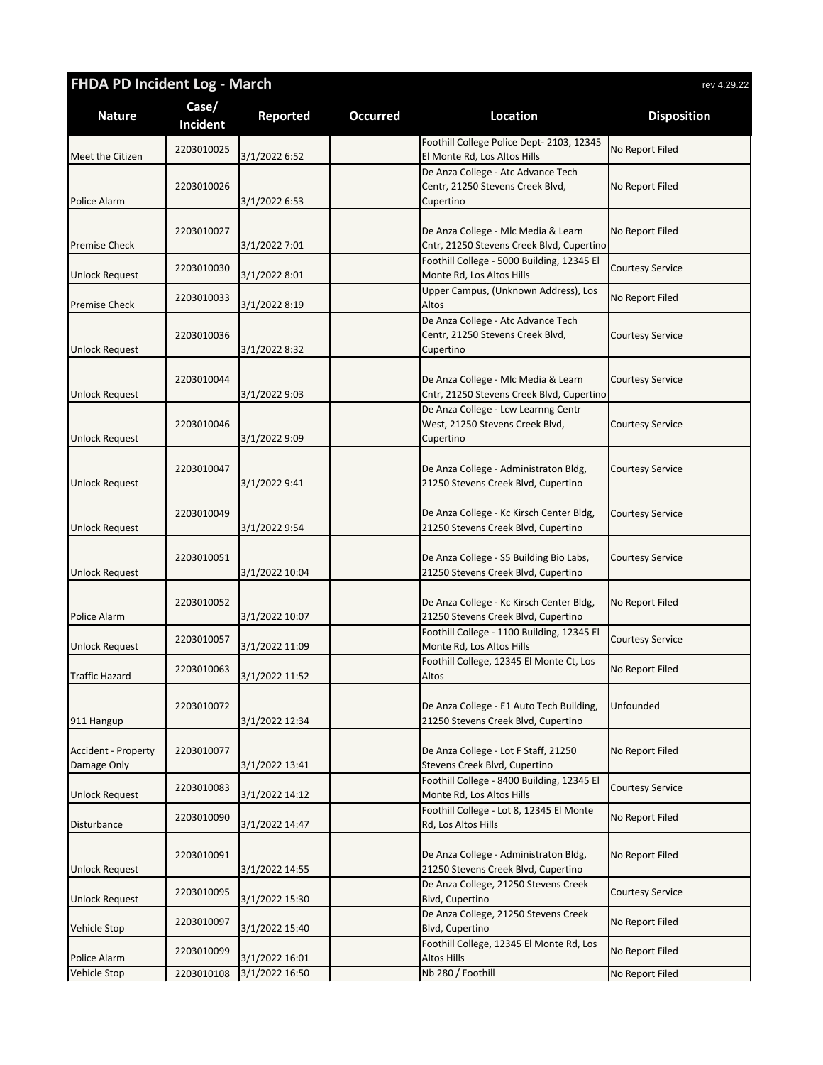# FHDA PD Incident Log - March

rev 4.29.22

| Nature | Case/ Incident | Reported | Occurred | Location | Disposition |
|---|---|---|---|---|---|
| Meet the Citizen | 2203010025 | 3/1/2022 6:52 | | Foothill College Police Dept- 2103, 12345 El Monte Rd, Los Altos Hills | No Report Filed |
| Police Alarm | 2203010026 | 3/1/2022 6:53 | | De Anza College - Atc Advance Tech Centr, 21250 Stevens Creek Blvd, Cupertino | No Report Filed |
| Premise Check | 2203010027 | 3/1/2022 7:01 | | De Anza College - Mlc Media & Learn Cntr, 21250 Stevens Creek Blvd, Cupertino | No Report Filed |
| Unlock Request | 2203010030 | 3/1/2022 8:01 | | Foothill College - 5000 Building, 12345 El Monte Rd, Los Altos Hills | Courtesy Service |
| Premise Check | 2203010033 | 3/1/2022 8:19 | | Upper Campus, (Unknown Address), Los Altos | No Report Filed |
| Unlock Request | 2203010036 | 3/1/2022 8:32 | | De Anza College - Atc Advance Tech Centr, 21250 Stevens Creek Blvd, Cupertino | Courtesy Service |
| Unlock Request | 2203010044 | 3/1/2022 9:03 | | De Anza College - Mlc Media & Learn Cntr, 21250 Stevens Creek Blvd, Cupertino | Courtesy Service |
| Unlock Request | 2203010046 | 3/1/2022 9:09 | | De Anza College - Lcw Learnng Centr West, 21250 Stevens Creek Blvd, Cupertino | Courtesy Service |
| Unlock Request | 2203010047 | 3/1/2022 9:41 | | De Anza College - Administraton Bldg, 21250 Stevens Creek Blvd, Cupertino | Courtesy Service |
| Unlock Request | 2203010049 | 3/1/2022 9:54 | | De Anza College - Kc Kirsch Center Bldg, 21250 Stevens Creek Blvd, Cupertino | Courtesy Service |
| Unlock Request | 2203010051 | 3/1/2022 10:04 | | De Anza College - S5 Building Bio Labs, 21250 Stevens Creek Blvd, Cupertino | Courtesy Service |
| Police Alarm | 2203010052 | 3/1/2022 10:07 | | De Anza College - Kc Kirsch Center Bldg, 21250 Stevens Creek Blvd, Cupertino | No Report Filed |
| Unlock Request | 2203010057 | 3/1/2022 11:09 | | Foothill College - 1100 Building, 12345 El Monte Rd, Los Altos Hills | Courtesy Service |
| Traffic Hazard | 2203010063 | 3/1/2022 11:52 | | Foothill College, 12345 El Monte Ct, Los Altos | No Report Filed |
| 911 Hangup | 2203010072 | 3/1/2022 12:34 | | De Anza College - E1 Auto Tech Building, 21250 Stevens Creek Blvd, Cupertino | Unfounded |
| Accident - Property Damage Only | 2203010077 | 3/1/2022 13:41 | | De Anza College - Lot F Staff, 21250 Stevens Creek Blvd, Cupertino | No Report Filed |
| Unlock Request | 2203010083 | 3/1/2022 14:12 | | Foothill College - 8400 Building, 12345 El Monte Rd, Los Altos Hills | Courtesy Service |
| Disturbance | 2203010090 | 3/1/2022 14:47 | | Foothill College - Lot 8, 12345 El Monte Rd, Los Altos Hills | No Report Filed |
| Unlock Request | 2203010091 | 3/1/2022 14:55 | | De Anza College - Administraton Bldg, 21250 Stevens Creek Blvd, Cupertino | No Report Filed |
| Unlock Request | 2203010095 | 3/1/2022 15:30 | | De Anza College, 21250 Stevens Creek Blvd, Cupertino | Courtesy Service |
| Vehicle Stop | 2203010097 | 3/1/2022 15:40 | | De Anza College, 21250 Stevens Creek Blvd, Cupertino | No Report Filed |
| Police Alarm | 2203010099 | 3/1/2022 16:01 | | Foothill College, 12345 El Monte Rd, Los Altos Hills | No Report Filed |
| Vehicle Stop | 2203010108 | 3/1/2022 16:50 | | Nb 280 / Foothill | No Report Filed |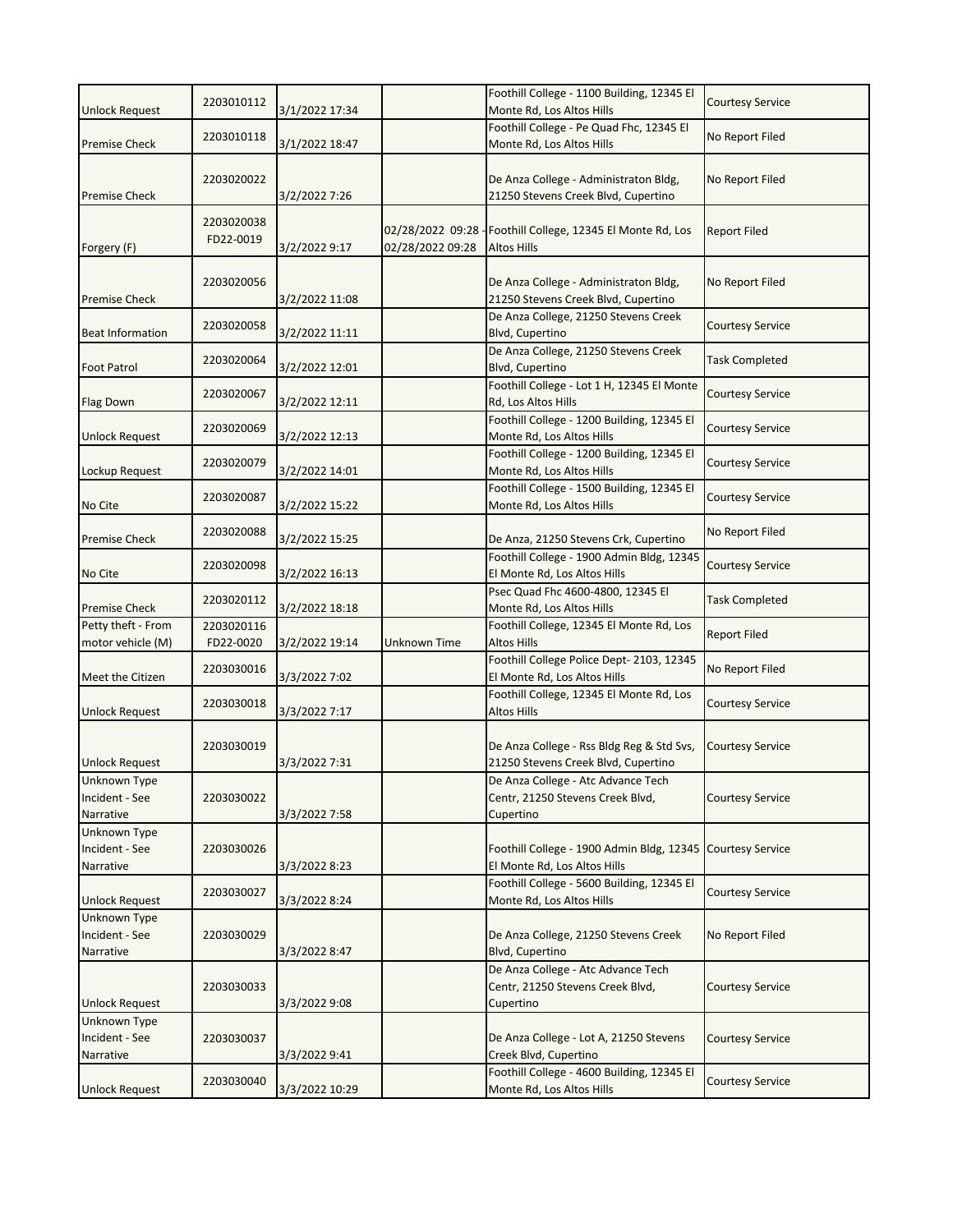| | | | | | |
|---|---|---|---|---|---|
| Unlock Request | 2203010112 | 3/1/2022 17:34 | | Foothill College - 1100 Building, 12345 El Monte Rd, Los Altos Hills | Courtesy Service |
| Premise Check | 2203010118 | 3/1/2022 18:47 | | Foothill College - Pe Quad Fhc, 12345 El Monte Rd, Los Altos Hills | No Report Filed |
| Premise Check | 2203020022 | 3/2/2022 7:26 | | De Anza College - Administraton Bldg, 21250 Stevens Creek Blvd, Cupertino | No Report Filed |
| Forgery (F) | 2203020038 FD22-0019 | 3/2/2022 9:17 | 02/28/2022 09:28 - 02/28/2022 09:28 | Foothill College, 12345 El Monte Rd, Los Altos Hills | Report Filed |
| Premise Check | 2203020056 | 3/2/2022 11:08 | | De Anza College - Administraton Bldg, 21250 Stevens Creek Blvd, Cupertino | No Report Filed |
| Beat Information | 2203020058 | 3/2/2022 11:11 | | De Anza College, 21250 Stevens Creek Blvd, Cupertino | Courtesy Service |
| Foot Patrol | 2203020064 | 3/2/2022 12:01 | | De Anza College, 21250 Stevens Creek Blvd, Cupertino | Task Completed |
| Flag Down | 2203020067 | 3/2/2022 12:11 | | Foothill College - Lot 1 H, 12345 El Monte Rd, Los Altos Hills | Courtesy Service |
| Unlock Request | 2203020069 | 3/2/2022 12:13 | | Foothill College - 1200 Building, 12345 El Monte Rd, Los Altos Hills | Courtesy Service |
| Lockup Request | 2203020079 | 3/2/2022 14:01 | | Foothill College - 1200 Building, 12345 El Monte Rd, Los Altos Hills | Courtesy Service |
| No Cite | 2203020087 | 3/2/2022 15:22 | | Foothill College - 1500 Building, 12345 El Monte Rd, Los Altos Hills | Courtesy Service |
| Premise Check | 2203020088 | 3/2/2022 15:25 | | De Anza, 21250 Stevens Crk, Cupertino | No Report Filed |
| No Cite | 2203020098 | 3/2/2022 16:13 | | Foothill College - 1900 Admin Bldg, 12345 El Monte Rd, Los Altos Hills | Courtesy Service |
| Premise Check | 2203020112 | 3/2/2022 18:18 | | Psec Quad Fhc 4600-4800, 12345 El Monte Rd, Los Altos Hills | Task Completed |
| Petty theft - From motor vehicle (M) | 2203020116 FD22-0020 | 3/2/2022 19:14 | Unknown Time | Foothill College, 12345 El Monte Rd, Los Altos Hills | Report Filed |
| Meet the Citizen | 2203030016 | 3/3/2022 7:02 | | Foothill College Police Dept- 2103, 12345 El Monte Rd, Los Altos Hills | No Report Filed |
| Unlock Request | 2203030018 | 3/3/2022 7:17 | | Foothill College, 12345 El Monte Rd, Los Altos Hills | Courtesy Service |
| Unlock Request | 2203030019 | 3/3/2022 7:31 | | De Anza College - Rss Bldg Reg & Std Svs, 21250 Stevens Creek Blvd, Cupertino | Courtesy Service |
| Unknown Type Incident - See Narrative | 2203030022 | 3/3/2022 7:58 | | De Anza College - Atc Advance Tech Centr, 21250 Stevens Creek Blvd, Cupertino | Courtesy Service |
| Unknown Type Incident - See Narrative | 2203030026 | 3/3/2022 8:23 | | Foothill College - 1900 Admin Bldg, 12345 El Monte Rd, Los Altos Hills | Courtesy Service |
| Unlock Request | 2203030027 | 3/3/2022 8:24 | | Foothill College - 5600 Building, 12345 El Monte Rd, Los Altos Hills | Courtesy Service |
| Unknown Type Incident - See Narrative | 2203030029 | 3/3/2022 8:47 | | De Anza College, 21250 Stevens Creek Blvd, Cupertino | No Report Filed |
| Unlock Request | 2203030033 | 3/3/2022 9:08 | | De Anza College - Atc Advance Tech Centr, 21250 Stevens Creek Blvd, Cupertino | Courtesy Service |
| Unknown Type Incident - See Narrative | 2203030037 | 3/3/2022 9:41 | | De Anza College - Lot A, 21250 Stevens Creek Blvd, Cupertino | Courtesy Service |
| Unlock Request | 2203030040 | 3/3/2022 10:29 | | Foothill College - 4600 Building, 12345 El Monte Rd, Los Altos Hills | Courtesy Service |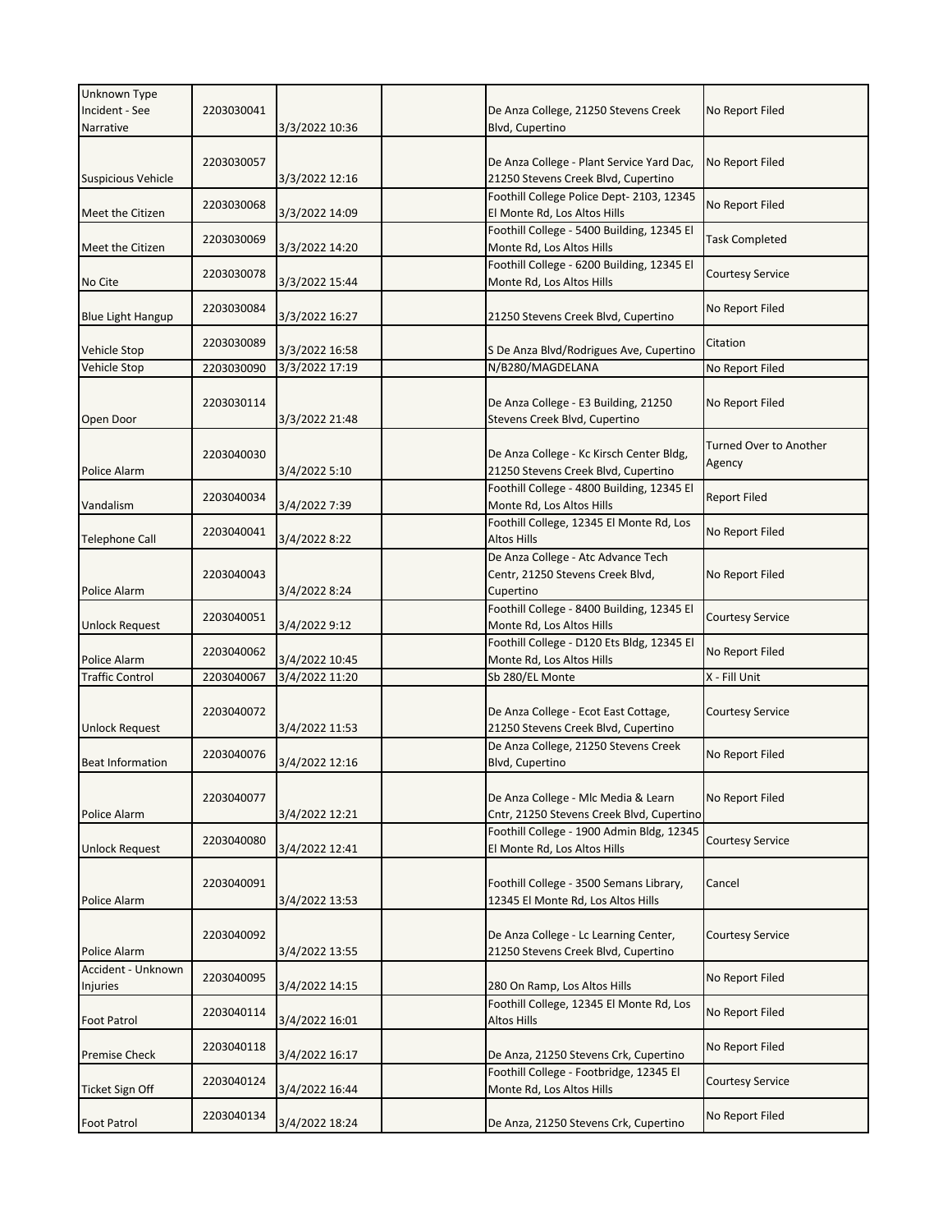| | | | | | |
|---|---|---|---|---|---|
| Unknown Type Incident - See Narrative | 2203030041 | 3/3/2022 10:36 | | De Anza College, 21250 Stevens Creek Blvd, Cupertino | No Report Filed |
| Suspicious Vehicle | 2203030057 | 3/3/2022 12:16 | | De Anza College - Plant Service Yard Dac, 21250 Stevens Creek Blvd, Cupertino | No Report Filed |
| Meet the Citizen | 2203030068 | 3/3/2022 14:09 | | Foothill College Police Dept- 2103, 12345 El Monte Rd, Los Altos Hills | No Report Filed |
| Meet the Citizen | 2203030069 | 3/3/2022 14:20 | | Foothill College - 5400 Building, 12345 El Monte Rd, Los Altos Hills | Task Completed |
| No Cite | 2203030078 | 3/3/2022 15:44 | | Foothill College - 6200 Building, 12345 El Monte Rd, Los Altos Hills | Courtesy Service |
| Blue Light Hangup | 2203030084 | 3/3/2022 16:27 | | 21250 Stevens Creek Blvd, Cupertino | No Report Filed |
| Vehicle Stop | 2203030089 | 3/3/2022 16:58 | | S De Anza Blvd/Rodrigues Ave, Cupertino | Citation |
| Vehicle Stop | 2203030090 | 3/3/2022 17:19 | | N/B280/MAGDELANA | No Report Filed |
| Open Door | 2203030114 | 3/3/2022 21:48 | | De Anza College - E3 Building, 21250 Stevens Creek Blvd, Cupertino | No Report Filed |
| Police Alarm | 2203040030 | 3/4/2022 5:10 | | De Anza College - Kc Kirsch Center Bldg, 21250 Stevens Creek Blvd, Cupertino | Turned Over to Another Agency |
| Vandalism | 2203040034 | 3/4/2022 7:39 | | Foothill College - 4800 Building, 12345 El Monte Rd, Los Altos Hills | Report Filed |
| Telephone Call | 2203040041 | 3/4/2022 8:22 | | Foothill College, 12345 El Monte Rd, Los Altos Hills | No Report Filed |
| Police Alarm | 2203040043 | 3/4/2022 8:24 | | De Anza College - Atc Advance Tech Centr, 21250 Stevens Creek Blvd, Cupertino | No Report Filed |
| Unlock Request | 2203040051 | 3/4/2022 9:12 | | Foothill College - 8400 Building, 12345 El Monte Rd, Los Altos Hills | Courtesy Service |
| Police Alarm | 2203040062 | 3/4/2022 10:45 | | Foothill College - D120 Ets Bldg, 12345 El Monte Rd, Los Altos Hills | No Report Filed |
| Traffic Control | 2203040067 | 3/4/2022 11:20 | | Sb 280/EL Monte | X - Fill Unit |
| Unlock Request | 2203040072 | 3/4/2022 11:53 | | De Anza College - Ecot East Cottage, 21250 Stevens Creek Blvd, Cupertino | Courtesy Service |
| Beat Information | 2203040076 | 3/4/2022 12:16 | | De Anza College, 21250 Stevens Creek Blvd, Cupertino | No Report Filed |
| Police Alarm | 2203040077 | 3/4/2022 12:21 | | De Anza College - Mlc Media & Learn Cntr, 21250 Stevens Creek Blvd, Cupertino | No Report Filed |
| Unlock Request | 2203040080 | 3/4/2022 12:41 | | Foothill College - 1900 Admin Bldg, 12345 El Monte Rd, Los Altos Hills | Courtesy Service |
| Police Alarm | 2203040091 | 3/4/2022 13:53 | | Foothill College - 3500 Semans Library, 12345 El Monte Rd, Los Altos Hills | Cancel |
| Police Alarm | 2203040092 | 3/4/2022 13:55 | | De Anza College - Lc Learning Center, 21250 Stevens Creek Blvd, Cupertino | Courtesy Service |
| Accident - Unknown Injuries | 2203040095 | 3/4/2022 14:15 | | 280 On Ramp, Los Altos Hills | No Report Filed |
| Foot Patrol | 2203040114 | 3/4/2022 16:01 | | Foothill College, 12345 El Monte Rd, Los Altos Hills | No Report Filed |
| Premise Check | 2203040118 | 3/4/2022 16:17 | | De Anza, 21250 Stevens Crk, Cupertino | No Report Filed |
| Ticket Sign Off | 2203040124 | 3/4/2022 16:44 | | Foothill College - Footbridge, 12345 El Monte Rd, Los Altos Hills | Courtesy Service |
| Foot Patrol | 2203040134 | 3/4/2022 18:24 | | De Anza, 21250 Stevens Crk, Cupertino | No Report Filed |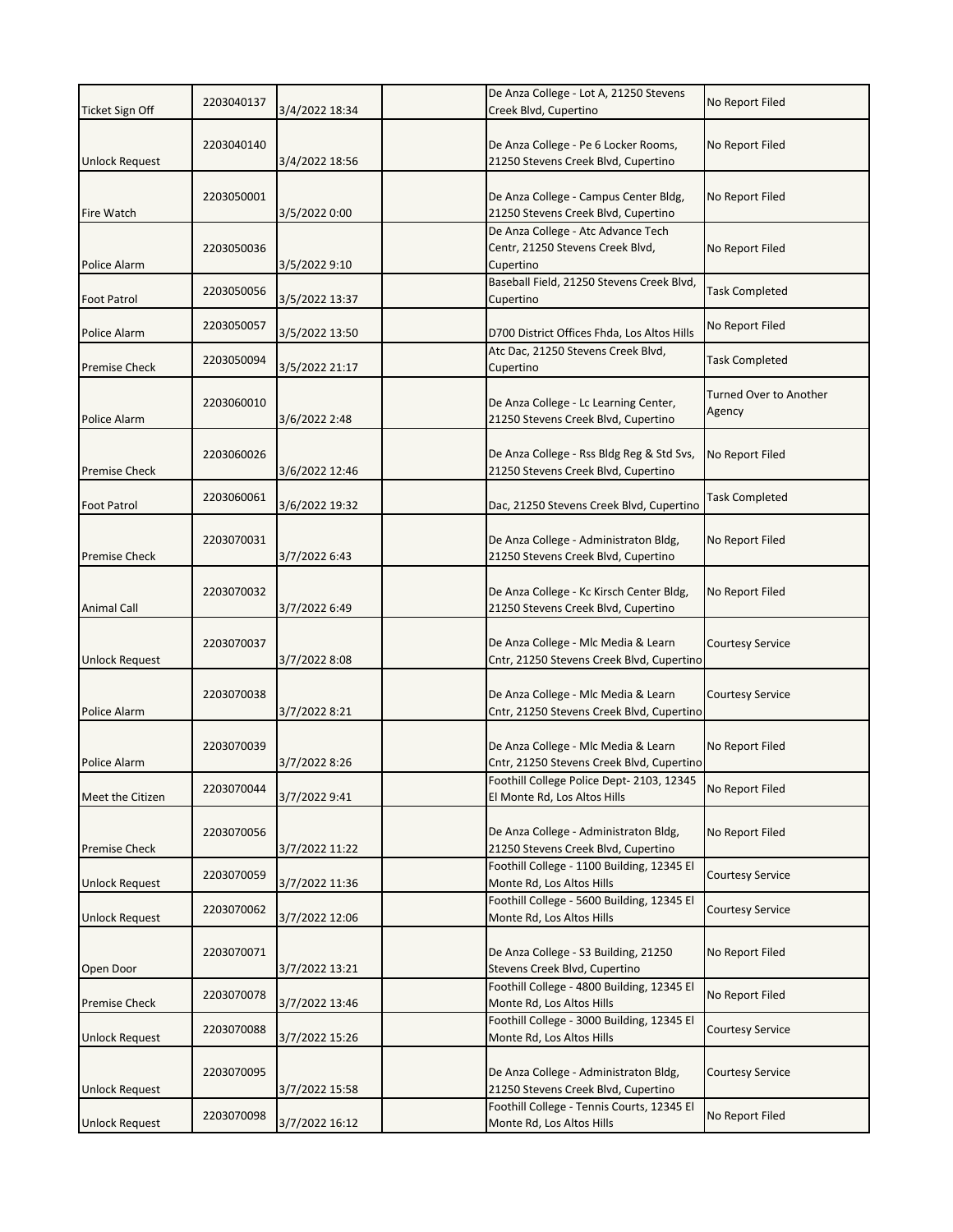| Ticket Sign Off | 2203040137 | 3/4/2022 18:34 | | De Anza College - Lot A, 21250 Stevens Creek Blvd, Cupertino | No Report Filed |
|---|---|---|---|---|---|
| Unlock Request | 2203040140 | 3/4/2022 18:56 | | De Anza College - Pe 6 Locker Rooms, 21250 Stevens Creek Blvd, Cupertino | No Report Filed |
| Fire Watch | 2203050001 | 3/5/2022 0:00 | | De Anza College - Campus Center Bldg, 21250 Stevens Creek Blvd, Cupertino | No Report Filed |
| Police Alarm | 2203050036 | 3/5/2022 9:10 | | De Anza College - Atc Advance Tech Centr, 21250 Stevens Creek Blvd, Cupertino | No Report Filed |
| Foot Patrol | 2203050056 | 3/5/2022 13:37 | | Baseball Field, 21250 Stevens Creek Blvd, Cupertino | Task Completed |
| Police Alarm | 2203050057 | 3/5/2022 13:50 | | D700 District Offices Fhda, Los Altos Hills | No Report Filed |
| Premise Check | 2203050094 | 3/5/2022 21:17 | | Atc Dac, 21250 Stevens Creek Blvd, Cupertino | Task Completed |
| Police Alarm | 2203060010 | 3/6/2022 2:48 | | De Anza College - Lc Learning Center, 21250 Stevens Creek Blvd, Cupertino | Turned Over to Another Agency |
| Premise Check | 2203060026 | 3/6/2022 12:46 | | De Anza College - Rss Bldg Reg & Std Svs, 21250 Stevens Creek Blvd, Cupertino | No Report Filed |
| Foot Patrol | 2203060061 | 3/6/2022 19:32 | | Dac, 21250 Stevens Creek Blvd, Cupertino | Task Completed |
| Premise Check | 2203070031 | 3/7/2022 6:43 | | De Anza College - Administraton Bldg, 21250 Stevens Creek Blvd, Cupertino | No Report Filed |
| Animal Call | 2203070032 | 3/7/2022 6:49 | | De Anza College - Kc Kirsch Center Bldg, 21250 Stevens Creek Blvd, Cupertino | No Report Filed |
| Unlock Request | 2203070037 | 3/7/2022 8:08 | | De Anza College - Mlc Media & Learn Cntr, 21250 Stevens Creek Blvd, Cupertino | Courtesy Service |
| Police Alarm | 2203070038 | 3/7/2022 8:21 | | De Anza College - Mlc Media & Learn Cntr, 21250 Stevens Creek Blvd, Cupertino | Courtesy Service |
| Police Alarm | 2203070039 | 3/7/2022 8:26 | | De Anza College - Mlc Media & Learn Cntr, 21250 Stevens Creek Blvd, Cupertino | No Report Filed |
| Meet the Citizen | 2203070044 | 3/7/2022 9:41 | | Foothill College Police Dept- 2103, 12345 El Monte Rd, Los Altos Hills | No Report Filed |
| Premise Check | 2203070056 | 3/7/2022 11:22 | | De Anza College - Administraton Bldg, 21250 Stevens Creek Blvd, Cupertino | No Report Filed |
| Unlock Request | 2203070059 | 3/7/2022 11:36 | | Foothill College - 1100 Building, 12345 El Monte Rd, Los Altos Hills | Courtesy Service |
| Unlock Request | 2203070062 | 3/7/2022 12:06 | | Foothill College - 5600 Building, 12345 El Monte Rd, Los Altos Hills | Courtesy Service |
| Open Door | 2203070071 | 3/7/2022 13:21 | | De Anza College - S3 Building, 21250 Stevens Creek Blvd, Cupertino | No Report Filed |
| Premise Check | 2203070078 | 3/7/2022 13:46 | | Foothill College - 4800 Building, 12345 El Monte Rd, Los Altos Hills | No Report Filed |
| Unlock Request | 2203070088 | 3/7/2022 15:26 | | Foothill College - 3000 Building, 12345 El Monte Rd, Los Altos Hills | Courtesy Service |
| Unlock Request | 2203070095 | 3/7/2022 15:58 | | De Anza College - Administraton Bldg, 21250 Stevens Creek Blvd, Cupertino | Courtesy Service |
| Unlock Request | 2203070098 | 3/7/2022 16:12 | | Foothill College - Tennis Courts, 12345 El Monte Rd, Los Altos Hills | No Report Filed |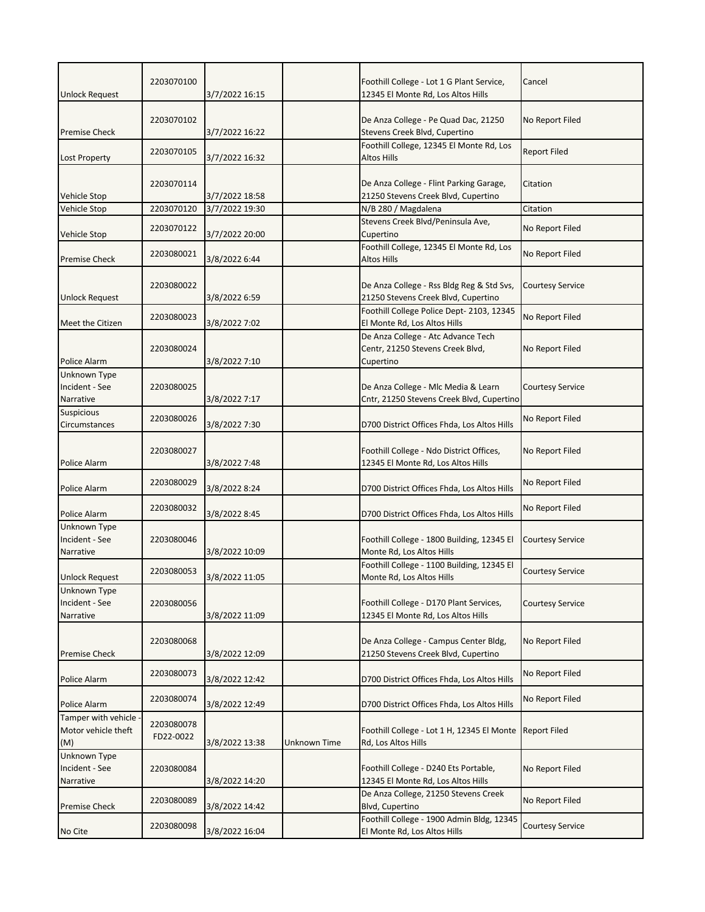| | | | | | |
|---|---|---|---|---|---|
| Unlock Request | 2203070100 | 3/7/2022 16:15 | | Foothill College - Lot 1 G Plant Service, 12345 El Monte Rd, Los Altos Hills | Cancel |
| Premise Check | 2203070102 | 3/7/2022 16:22 | | De Anza College - Pe Quad Dac, 21250 Stevens Creek Blvd, Cupertino | No Report Filed |
| Lost Property | 2203070105 | 3/7/2022 16:32 | | Foothill College, 12345 El Monte Rd, Los Altos Hills | Report Filed |
| Vehicle Stop | 2203070114 | 3/7/2022 18:58 | | De Anza College - Flint Parking Garage, 21250 Stevens Creek Blvd, Cupertino | Citation |
| Vehicle Stop | 2203070120 | 3/7/2022 19:30 | | N/B 280 / Magdalena | Citation |
| Vehicle Stop | 2203070122 | 3/7/2022 20:00 | | Stevens Creek Blvd/Peninsula Ave, Cupertino | No Report Filed |
| Premise Check | 2203080021 | 3/8/2022 6:44 | | Foothill College, 12345 El Monte Rd, Los Altos Hills | No Report Filed |
| Unlock Request | 2203080022 | 3/8/2022 6:59 | | De Anza College - Rss Bldg Reg & Std Svs, 21250 Stevens Creek Blvd, Cupertino | Courtesy Service |
| Meet the Citizen | 2203080023 | 3/8/2022 7:02 | | Foothill College Police Dept- 2103, 12345 El Monte Rd, Los Altos Hills | No Report Filed |
| Police Alarm | 2203080024 | 3/8/2022 7:10 | | De Anza College - Atc Advance Tech Centr, 21250 Stevens Creek Blvd, Cupertino | No Report Filed |
| Unknown Type Incident - See Narrative | 2203080025 | 3/8/2022 7:17 | | De Anza College - Mlc Media & Learn Cntr, 21250 Stevens Creek Blvd, Cupertino | Courtesy Service |
| Suspicious Circumstances | 2203080026 | 3/8/2022 7:30 | | D700 District Offices Fhda, Los Altos Hills | No Report Filed |
| Police Alarm | 2203080027 | 3/8/2022 7:48 | | Foothill College - Ndo District Offices, 12345 El Monte Rd, Los Altos Hills | No Report Filed |
| Police Alarm | 2203080029 | 3/8/2022 8:24 | | D700 District Offices Fhda, Los Altos Hills | No Report Filed |
| Police Alarm | 2203080032 | 3/8/2022 8:45 | | D700 District Offices Fhda, Los Altos Hills | No Report Filed |
| Unknown Type Incident - See Narrative | 2203080046 | 3/8/2022 10:09 | | Foothill College - 1800 Building, 12345 El Monte Rd, Los Altos Hills | Courtesy Service |
| Unlock Request | 2203080053 | 3/8/2022 11:05 | | Foothill College - 1100 Building, 12345 El Monte Rd, Los Altos Hills | Courtesy Service |
| Unknown Type Incident - See Narrative | 2203080056 | 3/8/2022 11:09 | | Foothill College - D170 Plant Services, 12345 El Monte Rd, Los Altos Hills | Courtesy Service |
| Premise Check | 2203080068 | 3/8/2022 12:09 | | De Anza College - Campus Center Bldg, 21250 Stevens Creek Blvd, Cupertino | No Report Filed |
| Police Alarm | 2203080073 | 3/8/2022 12:42 | | D700 District Offices Fhda, Los Altos Hills | No Report Filed |
| Police Alarm | 2203080074 | 3/8/2022 12:49 | | D700 District Offices Fhda, Los Altos Hills | No Report Filed |
| Tamper with vehicle - Motor vehicle theft (M) | 2203080078 FD22-0022 | 3/8/2022 13:38 | Unknown Time | Foothill College - Lot 1 H, 12345 El Monte Rd, Los Altos Hills | Report Filed |
| Unknown Type Incident - See Narrative | 2203080084 | 3/8/2022 14:20 | | Foothill College - D240 Ets Portable, 12345 El Monte Rd, Los Altos Hills | No Report Filed |
| Premise Check | 2203080089 | 3/8/2022 14:42 | | De Anza College, 21250 Stevens Creek Blvd, Cupertino | No Report Filed |
| No Cite | 2203080098 | 3/8/2022 16:04 | | Foothill College - 1900 Admin Bldg, 12345 El Monte Rd, Los Altos Hills | Courtesy Service |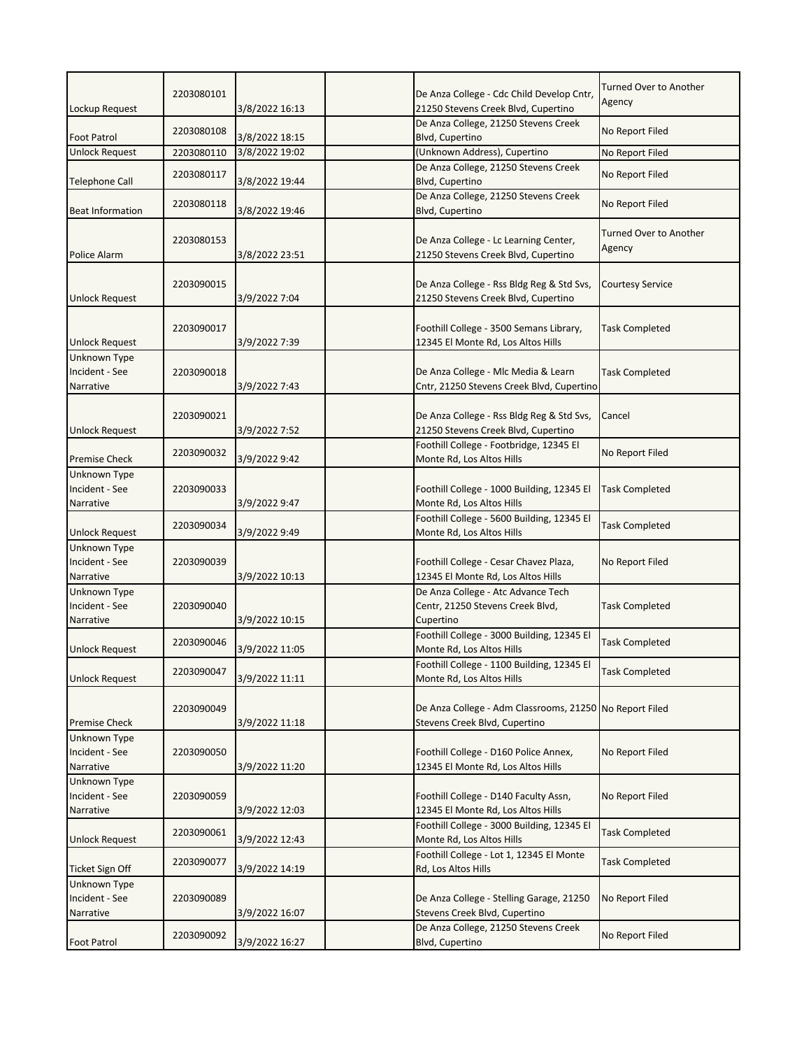| | | | | | |
|---|---|---|---|---|---|
| Lockup Request | 2203080101 | 3/8/2022 16:13 | | De Anza College - Cdc Child Develop Cntr, 21250 Stevens Creek Blvd, Cupertino | Turned Over to Another Agency |
| Foot Patrol | 2203080108 | 3/8/2022 18:15 | | De Anza College, 21250 Stevens Creek Blvd, Cupertino | No Report Filed |
| Unlock Request | 2203080110 | 3/8/2022 19:02 | | (Unknown Address), Cupertino | No Report Filed |
| Telephone Call | 2203080117 | 3/8/2022 19:44 | | De Anza College, 21250 Stevens Creek Blvd, Cupertino | No Report Filed |
| Beat Information | 2203080118 | 3/8/2022 19:46 | | De Anza College, 21250 Stevens Creek Blvd, Cupertino | No Report Filed |
| Police Alarm | 2203080153 | 3/8/2022 23:51 | | De Anza College - Lc Learning Center, 21250 Stevens Creek Blvd, Cupertino | Turned Over to Another Agency |
| Unlock Request | 2203090015 | 3/9/2022 7:04 | | De Anza College - Rss Bldg Reg & Std Svs, 21250 Stevens Creek Blvd, Cupertino | Courtesy Service |
| Unlock Request | 2203090017 | 3/9/2022 7:39 | | Foothill College - 3500 Semans Library, 12345 El Monte Rd, Los Altos Hills | Task Completed |
| Unknown Type Incident - See Narrative | 2203090018 | 3/9/2022 7:43 | | De Anza College - Mlc Media & Learn Cntr, 21250 Stevens Creek Blvd, Cupertino | Task Completed |
| Unlock Request | 2203090021 | 3/9/2022 7:52 | | De Anza College - Rss Bldg Reg & Std Svs, 21250 Stevens Creek Blvd, Cupertino | Cancel |
| Premise Check | 2203090032 | 3/9/2022 9:42 | | Foothill College - Footbridge, 12345 El Monte Rd, Los Altos Hills | No Report Filed |
| Unknown Type Incident - See Narrative | 2203090033 | 3/9/2022 9:47 | | Foothill College - 1000 Building, 12345 El Monte Rd, Los Altos Hills | Task Completed |
| Unlock Request | 2203090034 | 3/9/2022 9:49 | | Foothill College - 5600 Building, 12345 El Monte Rd, Los Altos Hills | Task Completed |
| Unknown Type Incident - See Narrative | 2203090039 | 3/9/2022 10:13 | | Foothill College - Cesar Chavez Plaza, 12345 El Monte Rd, Los Altos Hills | No Report Filed |
| Unknown Type Incident - See Narrative | 2203090040 | 3/9/2022 10:15 | | De Anza College - Atc Advance Tech Centr, 21250 Stevens Creek Blvd, Cupertino | Task Completed |
| Unlock Request | 2203090046 | 3/9/2022 11:05 | | Foothill College - 3000 Building, 12345 El Monte Rd, Los Altos Hills | Task Completed |
| Unlock Request | 2203090047 | 3/9/2022 11:11 | | Foothill College - 1100 Building, 12345 El Monte Rd, Los Altos Hills | Task Completed |
| Premise Check | 2203090049 | 3/9/2022 11:18 | | De Anza College - Adm Classrooms, 21250 Stevens Creek Blvd, Cupertino | No Report Filed |
| Unknown Type Incident - See Narrative | 2203090050 | 3/9/2022 11:20 | | Foothill College - D160 Police Annex, 12345 El Monte Rd, Los Altos Hills | No Report Filed |
| Unknown Type Incident - See Narrative | 2203090059 | 3/9/2022 12:03 | | Foothill College - D140 Faculty Assn, 12345 El Monte Rd, Los Altos Hills | No Report Filed |
| Unlock Request | 2203090061 | 3/9/2022 12:43 | | Foothill College - 3000 Building, 12345 El Monte Rd, Los Altos Hills | Task Completed |
| Ticket Sign Off | 2203090077 | 3/9/2022 14:19 | | Foothill College - Lot 1, 12345 El Monte Rd, Los Altos Hills | Task Completed |
| Unknown Type Incident - See Narrative | 2203090089 | 3/9/2022 16:07 | | De Anza College - Stelling Garage, 21250 Stevens Creek Blvd, Cupertino | No Report Filed |
| Foot Patrol | 2203090092 | 3/9/2022 16:27 | | De Anza College, 21250 Stevens Creek Blvd, Cupertino | No Report Filed |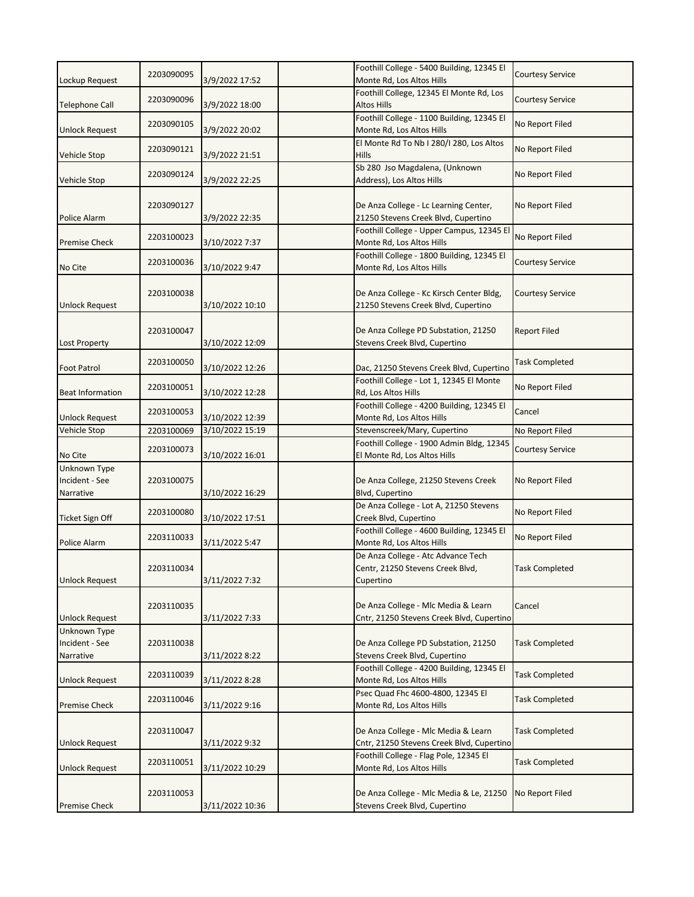| | | | | | |
|---|---|---|---|---|---|
| Lockup Request | 2203090095 | 3/9/2022 17:52 | | Foothill College - 5400 Building, 12345 El Monte Rd, Los Altos Hills | Courtesy Service |
| Telephone Call | 2203090096 | 3/9/2022 18:00 | | Foothill College, 12345 El Monte Rd, Los Altos Hills | Courtesy Service |
| Unlock Request | 2203090105 | 3/9/2022 20:02 | | Foothill College - 1100 Building, 12345 El Monte Rd, Los Altos Hills | No Report Filed |
| Vehicle Stop | 2203090121 | 3/9/2022 21:51 | | El Monte Rd To Nb I 280/I 280, Los Altos Hills | No Report Filed |
| Vehicle Stop | 2203090124 | 3/9/2022 22:25 | | Sb 280 Jso Magdalena, (Unknown Address), Los Altos Hills | No Report Filed |
| Police Alarm | 2203090127 | 3/9/2022 22:35 | | De Anza College - Lc Learning Center, 21250 Stevens Creek Blvd, Cupertino | No Report Filed |
| Premise Check | 2203100023 | 3/10/2022 7:37 | | Foothill College - Upper Campus, 12345 El Monte Rd, Los Altos Hills | No Report Filed |
| No Cite | 2203100036 | 3/10/2022 9:47 | | Foothill College - 1800 Building, 12345 El Monte Rd, Los Altos Hills | Courtesy Service |
| Unlock Request | 2203100038 | 3/10/2022 10:10 | | De Anza College - Kc Kirsch Center Bldg, 21250 Stevens Creek Blvd, Cupertino | Courtesy Service |
| Lost Property | 2203100047 | 3/10/2022 12:09 | | De Anza College PD Substation, 21250 Stevens Creek Blvd, Cupertino | Report Filed |
| Foot Patrol | 2203100050 | 3/10/2022 12:26 | | Dac, 21250 Stevens Creek Blvd, Cupertino | Task Completed |
| Beat Information | 2203100051 | 3/10/2022 12:28 | | Foothill College - Lot 1, 12345 El Monte Rd, Los Altos Hills | No Report Filed |
| Unlock Request | 2203100053 | 3/10/2022 12:39 | | Foothill College - 4200 Building, 12345 El Monte Rd, Los Altos Hills | Cancel |
| Vehicle Stop | 2203100069 | 3/10/2022 15:19 | | Stevenscreek/Mary, Cupertino | No Report Filed |
| No Cite | 2203100073 | 3/10/2022 16:01 | | Foothill College - 1900 Admin Bldg, 12345 El Monte Rd, Los Altos Hills | Courtesy Service |
| Unknown Type Incident - See Narrative | 2203100075 | 3/10/2022 16:29 | | De Anza College, 21250 Stevens Creek Blvd, Cupertino | No Report Filed |
| Ticket Sign Off | 2203100080 | 3/10/2022 17:51 | | De Anza College - Lot A, 21250 Stevens Creek Blvd, Cupertino | No Report Filed |
| Police Alarm | 2203110033 | 3/11/2022 5:47 | | Foothill College - 4600 Building, 12345 El Monte Rd, Los Altos Hills | No Report Filed |
| Unlock Request | 2203110034 | 3/11/2022 7:32 | | De Anza College - Atc Advance Tech Centr, 21250 Stevens Creek Blvd, Cupertino | Task Completed |
| Unlock Request | 2203110035 | 3/11/2022 7:33 | | De Anza College - Mlc Media & Learn Cntr, 21250 Stevens Creek Blvd, Cupertino | Cancel |
| Unknown Type Incident - See Narrative | 2203110038 | 3/11/2022 8:22 | | De Anza College PD Substation, 21250 Stevens Creek Blvd, Cupertino | Task Completed |
| Unlock Request | 2203110039 | 3/11/2022 8:28 | | Foothill College - 4200 Building, 12345 El Monte Rd, Los Altos Hills | Task Completed |
| Premise Check | 2203110046 | 3/11/2022 9:16 | | Psec Quad Fhc 4600-4800, 12345 El Monte Rd, Los Altos Hills | Task Completed |
| Unlock Request | 2203110047 | 3/11/2022 9:32 | | De Anza College - Mlc Media & Learn Cntr, 21250 Stevens Creek Blvd, Cupertino | Task Completed |
| Unlock Request | 2203110051 | 3/11/2022 10:29 | | Foothill College - Flag Pole, 12345 El Monte Rd, Los Altos Hills | Task Completed |
| Premise Check | 2203110053 | 3/11/2022 10:36 | | De Anza College - Mlc Media & Le, 21250 Stevens Creek Blvd, Cupertino | No Report Filed |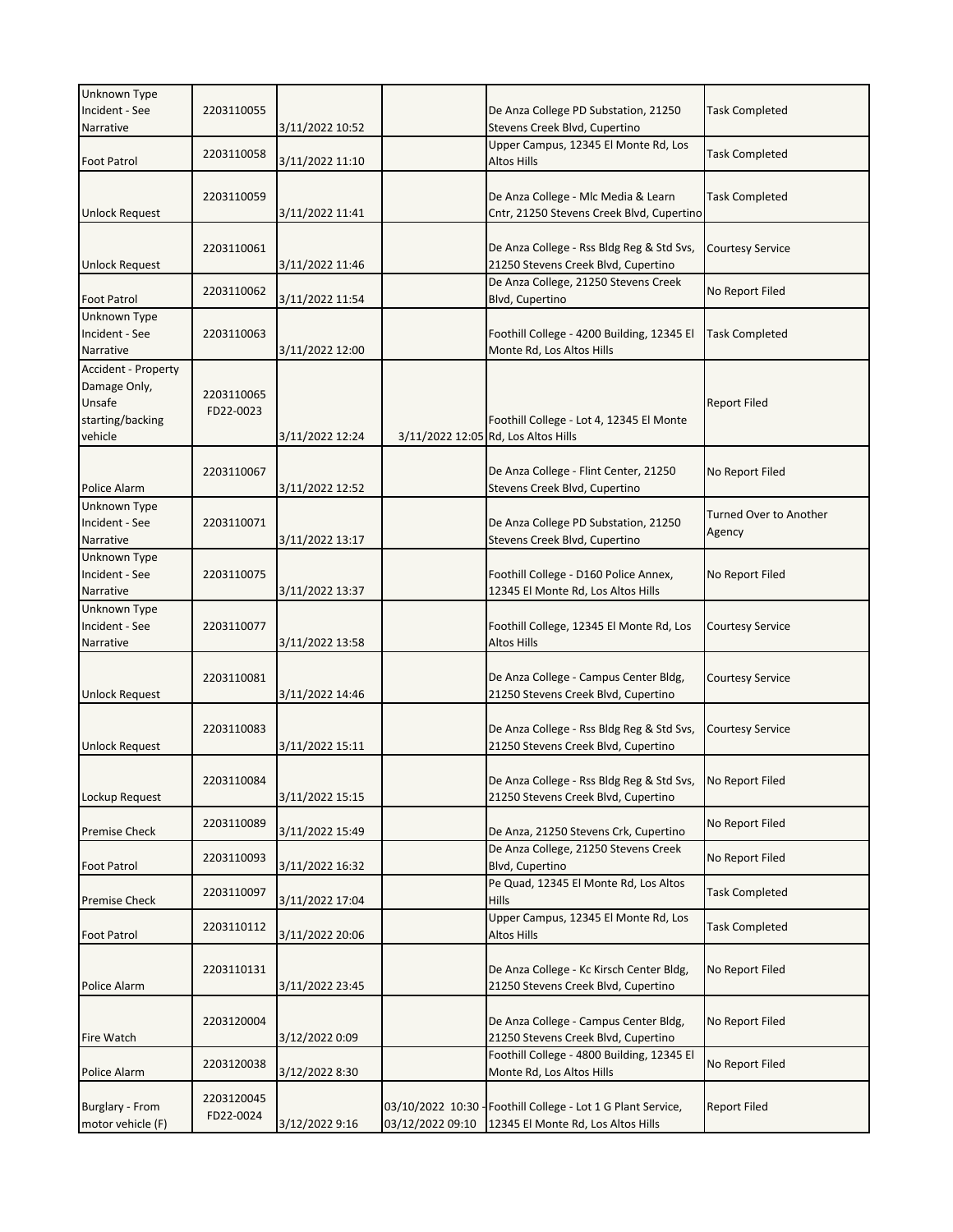| | | | | | |
|---|---|---|---|---|---|
| Unknown Type Incident - See Narrative | 2203110055 | 3/11/2022 10:52 | | De Anza College PD Substation, 21250 Stevens Creek Blvd, Cupertino | Task Completed |
| Foot Patrol | 2203110058 | 3/11/2022 11:10 | | Upper Campus, 12345 El Monte Rd, Los Altos Hills | Task Completed |
| Unlock Request | 2203110059 | 3/11/2022 11:41 | | De Anza College - Mlc Media & Learn Cntr, 21250 Stevens Creek Blvd, Cupertino | Task Completed |
| Unlock Request | 2203110061 | 3/11/2022 11:46 | | De Anza College - Rss Bldg Reg & Std Svs, 21250 Stevens Creek Blvd, Cupertino | Courtesy Service |
| Foot Patrol | 2203110062 | 3/11/2022 11:54 | | De Anza College, 21250 Stevens Creek Blvd, Cupertino | No Report Filed |
| Unknown Type Incident - See Narrative | 2203110063 | 3/11/2022 12:00 | | Foothill College - 4200 Building, 12345 El Monte Rd, Los Altos Hills | Task Completed |
| Accident - Property Damage Only, Unsafe starting/backing vehicle | 2203110065 FD22-0023 | 3/11/2022 12:24 | 3/11/2022 12:05 | Foothill College - Lot 4, 12345 El Monte Rd, Los Altos Hills | Report Filed |
| Police Alarm | 2203110067 | 3/11/2022 12:52 | | De Anza College - Flint Center, 21250 Stevens Creek Blvd, Cupertino | No Report Filed |
| Unknown Type Incident - See Narrative | 2203110071 | 3/11/2022 13:17 | | De Anza College PD Substation, 21250 Stevens Creek Blvd, Cupertino | Turned Over to Another Agency |
| Unknown Type Incident - See Narrative | 2203110075 | 3/11/2022 13:37 | | Foothill College - D160 Police Annex, 12345 El Monte Rd, Los Altos Hills | No Report Filed |
| Unknown Type Incident - See Narrative | 2203110077 | 3/11/2022 13:58 | | Foothill College, 12345 El Monte Rd, Los Altos Hills | Courtesy Service |
| Unlock Request | 2203110081 | 3/11/2022 14:46 | | De Anza College - Campus Center Bldg, 21250 Stevens Creek Blvd, Cupertino | Courtesy Service |
| Unlock Request | 2203110083 | 3/11/2022 15:11 | | De Anza College - Rss Bldg Reg & Std Svs, 21250 Stevens Creek Blvd, Cupertino | Courtesy Service |
| Lockup Request | 2203110084 | 3/11/2022 15:15 | | De Anza College - Rss Bldg Reg & Std Svs, 21250 Stevens Creek Blvd, Cupertino | No Report Filed |
| Premise Check | 2203110089 | 3/11/2022 15:49 | | De Anza, 21250 Stevens Crk, Cupertino | No Report Filed |
| Foot Patrol | 2203110093 | 3/11/2022 16:32 | | De Anza College, 21250 Stevens Creek Blvd, Cupertino | No Report Filed |
| Premise Check | 2203110097 | 3/11/2022 17:04 | | Pe Quad, 12345 El Monte Rd, Los Altos Hills | Task Completed |
| Foot Patrol | 2203110112 | 3/11/2022 20:06 | | Upper Campus, 12345 El Monte Rd, Los Altos Hills | Task Completed |
| Police Alarm | 2203110131 | 3/11/2022 23:45 | | De Anza College - Kc Kirsch Center Bldg, 21250 Stevens Creek Blvd, Cupertino | No Report Filed |
| Fire Watch | 2203120004 | 3/12/2022 0:09 | | De Anza College - Campus Center Bldg, 21250 Stevens Creek Blvd, Cupertino | No Report Filed |
| Police Alarm | 2203120038 | 3/12/2022 8:30 | | Foothill College - 4800 Building, 12345 El Monte Rd, Los Altos Hills | No Report Filed |
| Burglary - From motor vehicle (F) | 2203120045 FD22-0024 | 3/12/2022 9:16 | 03/10/2022 10:30 - 03/12/2022 09:10 | Foothill College - Lot 1 G Plant Service, 12345 El Monte Rd, Los Altos Hills | Report Filed |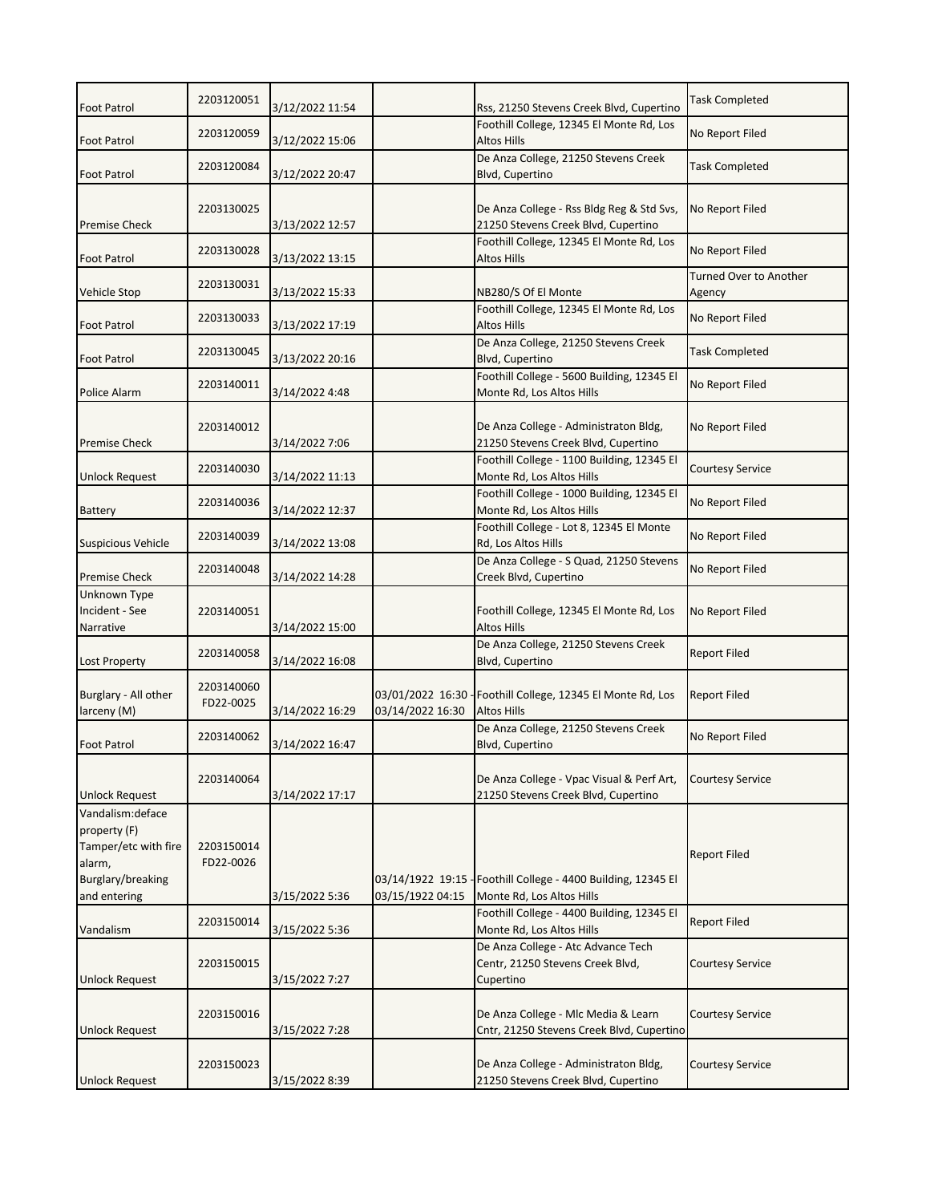| Foot Patrol | 2203120051 | 3/12/2022 11:54 | | Rss, 21250 Stevens Creek Blvd, Cupertino | Task Completed |
|---|---|---|---|---|---|
| Foot Patrol | 2203120059 | 3/12/2022 15:06 | | Foothill College, 12345 El Monte Rd, Los Altos Hills | No Report Filed |
| Foot Patrol | 2203120084 | 3/12/2022 20:47 | | De Anza College, 21250 Stevens Creek Blvd, Cupertino | Task Completed |
| Premise Check | 2203130025 | 3/13/2022 12:57 | | De Anza College - Rss Bldg Reg & Std Svs, 21250 Stevens Creek Blvd, Cupertino | No Report Filed |
| Foot Patrol | 2203130028 | 3/13/2022 13:15 | | Foothill College, 12345 El Monte Rd, Los Altos Hills | No Report Filed |
| Vehicle Stop | 2203130031 | 3/13/2022 15:33 | | NB280/S Of El Monte | Turned Over to Another Agency |
| Foot Patrol | 2203130033 | 3/13/2022 17:19 | | Foothill College, 12345 El Monte Rd, Los Altos Hills | No Report Filed |
| Foot Patrol | 2203130045 | 3/13/2022 20:16 | | De Anza College, 21250 Stevens Creek Blvd, Cupertino | Task Completed |
| Police Alarm | 2203140011 | 3/14/2022 4:48 | | Foothill College - 5600 Building, 12345 El Monte Rd, Los Altos Hills | No Report Filed |
| Premise Check | 2203140012 | 3/14/2022 7:06 | | De Anza College - Administraton Bldg, 21250 Stevens Creek Blvd, Cupertino | No Report Filed |
| Unlock Request | 2203140030 | 3/14/2022 11:13 | | Foothill College - 1100 Building, 12345 El Monte Rd, Los Altos Hills | Courtesy Service |
| Battery | 2203140036 | 3/14/2022 12:37 | | Foothill College - 1000 Building, 12345 El Monte Rd, Los Altos Hills | No Report Filed |
| Suspicious Vehicle | 2203140039 | 3/14/2022 13:08 | | Foothill College - Lot 8, 12345 El Monte Rd, Los Altos Hills | No Report Filed |
| Premise Check | 2203140048 | 3/14/2022 14:28 | | De Anza College - S Quad, 21250 Stevens Creek Blvd, Cupertino | No Report Filed |
| Unknown Type Incident - See Narrative | 2203140051 | 3/14/2022 15:00 | | Foothill College, 12345 El Monte Rd, Los Altos Hills | No Report Filed |
| Lost Property | 2203140058 | 3/14/2022 16:08 | | De Anza College, 21250 Stevens Creek Blvd, Cupertino | Report Filed |
| Burglary - All other larceny (M) | 2203140060 FD22-0025 | 3/14/2022 16:29 | 03/01/2022 16:30 - 03/14/2022 16:30 | Foothill College, 12345 El Monte Rd, Los Altos Hills | Report Filed |
| Foot Patrol | 2203140062 | 3/14/2022 16:47 | | De Anza College, 21250 Stevens Creek Blvd, Cupertino | No Report Filed |
| Unlock Request | 2203140064 | 3/14/2022 17:17 | | De Anza College - Vpac Visual & Perf Art, 21250 Stevens Creek Blvd, Cupertino | Courtesy Service |
| Vandalism:deface property (F) Tamper/etc with fire alarm, Burglary/breaking and entering | 2203150014 FD22-0026 | 3/15/2022 5:36 | 03/14/1922 19:15 - 03/15/1922 04:15 | Foothill College - 4400 Building, 12345 El Monte Rd, Los Altos Hills | Report Filed |
| Vandalism | 2203150014 | 3/15/2022 5:36 | | Foothill College - 4400 Building, 12345 El Monte Rd, Los Altos Hills | Report Filed |
| Unlock Request | 2203150015 | 3/15/2022 7:27 | | De Anza College - Atc Advance Tech Centr, 21250 Stevens Creek Blvd, Cupertino | Courtesy Service |
| Unlock Request | 2203150016 | 3/15/2022 7:28 | | De Anza College - Mlc Media & Learn Cntr, 21250 Stevens Creek Blvd, Cupertino | Courtesy Service |
| Unlock Request | 2203150023 | 3/15/2022 8:39 | | De Anza College - Administraton Bldg, 21250 Stevens Creek Blvd, Cupertino | Courtesy Service |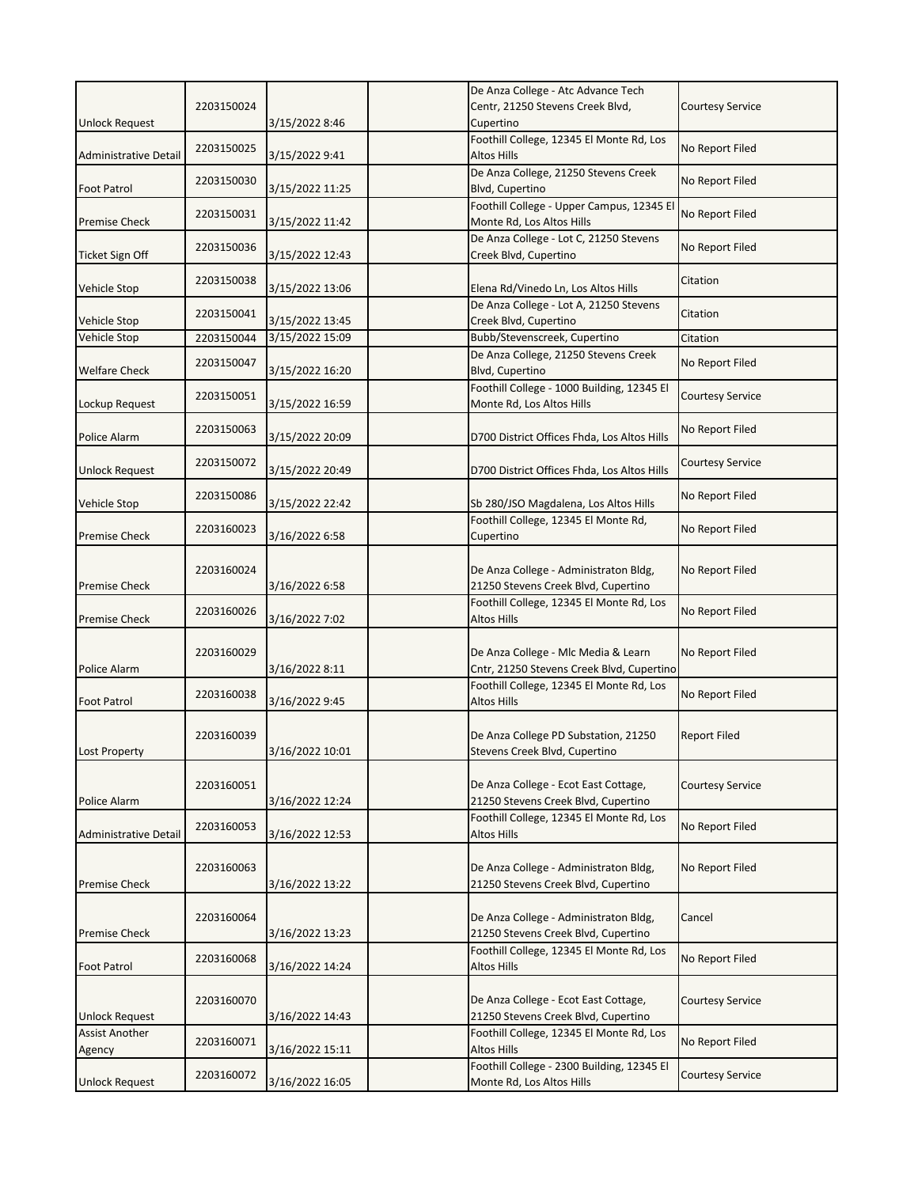| | | | | | |
|---|---|---|---|---|---|
| Unlock Request | 2203150024 | 3/15/2022 8:46 | | De Anza College - Atc Advance Tech Centr, 21250 Stevens Creek Blvd, Cupertino | Courtesy Service |
| Administrative Detail | 2203150025 | 3/15/2022 9:41 | | Foothill College, 12345 El Monte Rd, Los Altos Hills | No Report Filed |
| Foot Patrol | 2203150030 | 3/15/2022 11:25 | | De Anza College, 21250 Stevens Creek Blvd, Cupertino | No Report Filed |
| Premise Check | 2203150031 | 3/15/2022 11:42 | | Foothill College - Upper Campus, 12345 El Monte Rd, Los Altos Hills | No Report Filed |
| Ticket Sign Off | 2203150036 | 3/15/2022 12:43 | | De Anza College - Lot C, 21250 Stevens Creek Blvd, Cupertino | No Report Filed |
| Vehicle Stop | 2203150038 | 3/15/2022 13:06 | | Elena Rd/Vinedo Ln, Los Altos Hills | Citation |
| Vehicle Stop | 2203150041 | 3/15/2022 13:45 | | De Anza College - Lot A, 21250 Stevens Creek Blvd, Cupertino | Citation |
| Vehicle Stop | 2203150044 | 3/15/2022 15:09 | | Bubb/Stevenscreek, Cupertino | Citation |
| Welfare Check | 2203150047 | 3/15/2022 16:20 | | De Anza College, 21250 Stevens Creek Blvd, Cupertino | No Report Filed |
| Lockup Request | 2203150051 | 3/15/2022 16:59 | | Foothill College - 1000 Building, 12345 El Monte Rd, Los Altos Hills | Courtesy Service |
| Police Alarm | 2203150063 | 3/15/2022 20:09 | | D700 District Offices Fhda, Los Altos Hills | No Report Filed |
| Unlock Request | 2203150072 | 3/15/2022 20:49 | | D700 District Offices Fhda, Los Altos Hills | Courtesy Service |
| Vehicle Stop | 2203150086 | 3/15/2022 22:42 | | Sb 280/JSO Magdalena, Los Altos Hills | No Report Filed |
| Premise Check | 2203160023 | 3/16/2022 6:58 | | Foothill College, 12345 El Monte Rd, Cupertino | No Report Filed |
| Premise Check | 2203160024 | 3/16/2022 6:58 | | De Anza College - Administraton Bldg, 21250 Stevens Creek Blvd, Cupertino | No Report Filed |
| Premise Check | 2203160026 | 3/16/2022 7:02 | | Foothill College, 12345 El Monte Rd, Los Altos Hills | No Report Filed |
| Police Alarm | 2203160029 | 3/16/2022 8:11 | | De Anza College - Mlc Media & Learn Cntr, 21250 Stevens Creek Blvd, Cupertino | No Report Filed |
| Foot Patrol | 2203160038 | 3/16/2022 9:45 | | Foothill College, 12345 El Monte Rd, Los Altos Hills | No Report Filed |
| Lost Property | 2203160039 | 3/16/2022 10:01 | | De Anza College PD Substation, 21250 Stevens Creek Blvd, Cupertino | Report Filed |
| Police Alarm | 2203160051 | 3/16/2022 12:24 | | De Anza College - Ecot East Cottage, 21250 Stevens Creek Blvd, Cupertino | Courtesy Service |
| Administrative Detail | 2203160053 | 3/16/2022 12:53 | | Foothill College, 12345 El Monte Rd, Los Altos Hills | No Report Filed |
| Premise Check | 2203160063 | 3/16/2022 13:22 | | De Anza College - Administraton Bldg, 21250 Stevens Creek Blvd, Cupertino | No Report Filed |
| Premise Check | 2203160064 | 3/16/2022 13:23 | | De Anza College - Administraton Bldg, 21250 Stevens Creek Blvd, Cupertino | Cancel |
| Foot Patrol | 2203160068 | 3/16/2022 14:24 | | Foothill College, 12345 El Monte Rd, Los Altos Hills | No Report Filed |
| Unlock Request | 2203160070 | 3/16/2022 14:43 | | De Anza College - Ecot East Cottage, 21250 Stevens Creek Blvd, Cupertino | Courtesy Service |
| Assist Another Agency | 2203160071 | 3/16/2022 15:11 | | Foothill College, 12345 El Monte Rd, Los Altos Hills | No Report Filed |
| Unlock Request | 2203160072 | 3/16/2022 16:05 | | Foothill College - 2300 Building, 12345 El Monte Rd, Los Altos Hills | Courtesy Service |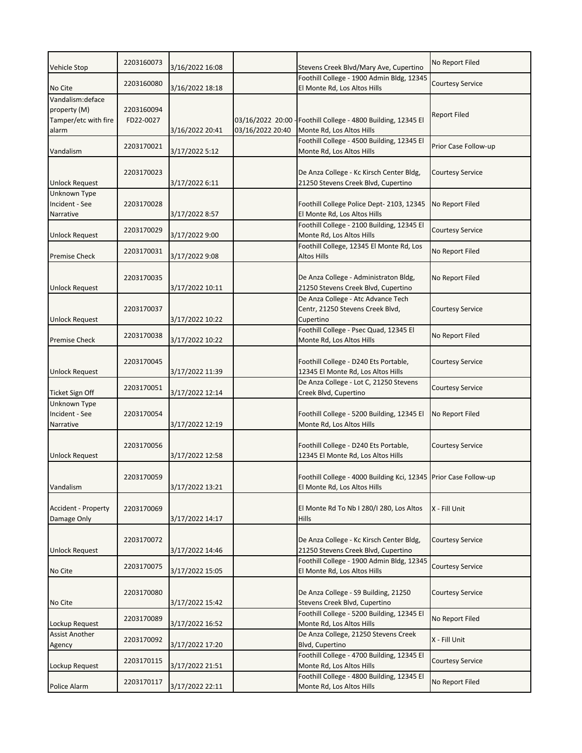| | | | | | |
|---|---|---|---|---|---|
| Vehicle Stop | 2203160073 | 3/16/2022 16:08 | | Stevens Creek Blvd/Mary Ave, Cupertino | No Report Filed |
| No Cite | 2203160080 | 3/16/2022 18:18 | | Foothill College - 1900 Admin Bldg, 12345 El Monte Rd, Los Altos Hills | Courtesy Service |
| Vandalism:deface property (M) Tamper/etc with fire alarm | 2203160094 FD22-0027 | 3/16/2022 20:41 | 03/16/2022 20:00 - 03/16/2022 20:40 | Foothill College - 4800 Building, 12345 El Monte Rd, Los Altos Hills | Report Filed |
| Vandalism | 2203170021 | 3/17/2022 5:12 | | Foothill College - 4500 Building, 12345 El Monte Rd, Los Altos Hills | Prior Case Follow-up |
| Unlock Request | 2203170023 | 3/17/2022 6:11 | | De Anza College - Kc Kirsch Center Bldg, 21250 Stevens Creek Blvd, Cupertino | Courtesy Service |
| Unknown Type Incident - See Narrative | 2203170028 | 3/17/2022 8:57 | | Foothill College Police Dept- 2103, 12345 El Monte Rd, Los Altos Hills | No Report Filed |
| Unlock Request | 2203170029 | 3/17/2022 9:00 | | Foothill College - 2100 Building, 12345 El Monte Rd, Los Altos Hills | Courtesy Service |
| Premise Check | 2203170031 | 3/17/2022 9:08 | | Foothill College, 12345 El Monte Rd, Los Altos Hills | No Report Filed |
| Unlock Request | 2203170035 | 3/17/2022 10:11 | | De Anza College - Administraton Bldg, 21250 Stevens Creek Blvd, Cupertino | No Report Filed |
| Unlock Request | 2203170037 | 3/17/2022 10:22 | | De Anza College - Atc Advance Tech Centr, 21250 Stevens Creek Blvd, Cupertino | Courtesy Service |
| Premise Check | 2203170038 | 3/17/2022 10:22 | | Foothill College - Psec Quad, 12345 El Monte Rd, Los Altos Hills | No Report Filed |
| Unlock Request | 2203170045 | 3/17/2022 11:39 | | Foothill College - D240 Ets Portable, 12345 El Monte Rd, Los Altos Hills | Courtesy Service |
| Ticket Sign Off | 2203170051 | 3/17/2022 12:14 | | De Anza College - Lot C, 21250 Stevens Creek Blvd, Cupertino | Courtesy Service |
| Unknown Type Incident - See Narrative | 2203170054 | 3/17/2022 12:19 | | Foothill College - 5200 Building, 12345 El Monte Rd, Los Altos Hills | No Report Filed |
| Unlock Request | 2203170056 | 3/17/2022 12:58 | | Foothill College - D240 Ets Portable, 12345 El Monte Rd, Los Altos Hills | Courtesy Service |
| Vandalism | 2203170059 | 3/17/2022 13:21 | | Foothill College - 4000 Building Kci, 12345 El Monte Rd, Los Altos Hills | Prior Case Follow-up |
| Accident - Property Damage Only | 2203170069 | 3/17/2022 14:17 | | El Monte Rd To Nb I 280/I 280, Los Altos Hills | X - Fill Unit |
| Unlock Request | 2203170072 | 3/17/2022 14:46 | | De Anza College - Kc Kirsch Center Bldg, 21250 Stevens Creek Blvd, Cupertino | Courtesy Service |
| No Cite | 2203170075 | 3/17/2022 15:05 | | Foothill College - 1900 Admin Bldg, 12345 El Monte Rd, Los Altos Hills | Courtesy Service |
| No Cite | 2203170080 | 3/17/2022 15:42 | | De Anza College - S9 Building, 21250 Stevens Creek Blvd, Cupertino | Courtesy Service |
| Lockup Request | 2203170089 | 3/17/2022 16:52 | | Foothill College - 5200 Building, 12345 El Monte Rd, Los Altos Hills | No Report Filed |
| Assist Another Agency | 2203170092 | 3/17/2022 17:20 | | De Anza College, 21250 Stevens Creek Blvd, Cupertino | X - Fill Unit |
| Lockup Request | 2203170115 | 3/17/2022 21:51 | | Foothill College - 4700 Building, 12345 El Monte Rd, Los Altos Hills | Courtesy Service |
| Police Alarm | 2203170117 | 3/17/2022 22:11 | | Foothill College - 4800 Building, 12345 El Monte Rd, Los Altos Hills | No Report Filed |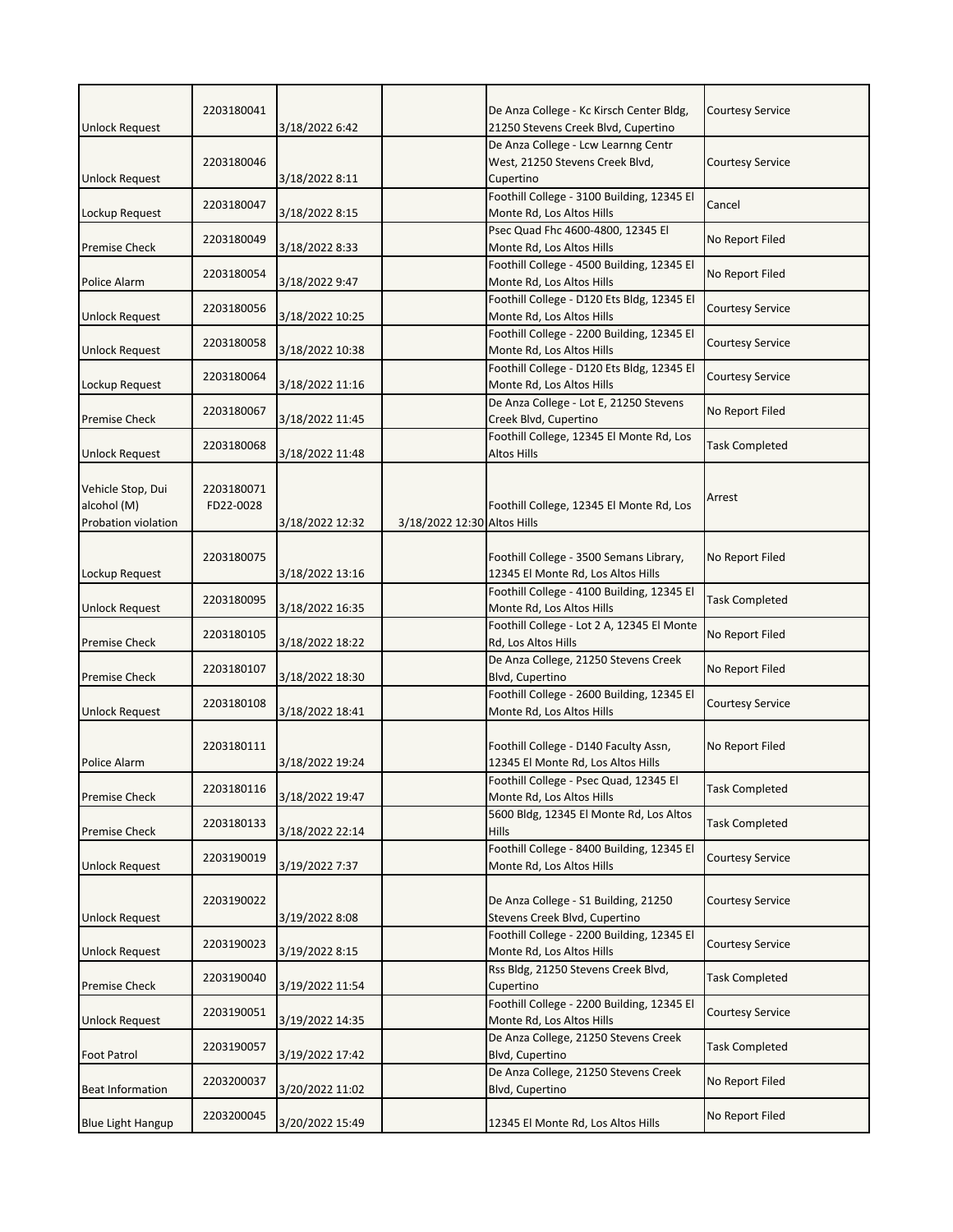| | | | | | |
|---|---|---|---|---|---|
| Unlock Request | 2203180041 | 3/18/2022 6:42 | | De Anza College - Kc Kirsch Center Bldg, 21250 Stevens Creek Blvd, Cupertino | Courtesy Service |
| Unlock Request | 2203180046 | 3/18/2022 8:11 | | De Anza College - Lcw Learnng Centr West, 21250 Stevens Creek Blvd, Cupertino | Courtesy Service |
| Lockup Request | 2203180047 | 3/18/2022 8:15 | | Foothill College - 3100 Building, 12345 El Monte Rd, Los Altos Hills | Cancel |
| Premise Check | 2203180049 | 3/18/2022 8:33 | | Psec Quad Fhc 4600-4800, 12345 El Monte Rd, Los Altos Hills | No Report Filed |
| Police Alarm | 2203180054 | 3/18/2022 9:47 | | Foothill College - 4500 Building, 12345 El Monte Rd, Los Altos Hills | No Report Filed |
| Unlock Request | 2203180056 | 3/18/2022 10:25 | | Foothill College - D120 Ets Bldg, 12345 El Monte Rd, Los Altos Hills | Courtesy Service |
| Unlock Request | 2203180058 | 3/18/2022 10:38 | | Foothill College - 2200 Building, 12345 El Monte Rd, Los Altos Hills | Courtesy Service |
| Lockup Request | 2203180064 | 3/18/2022 11:16 | | Foothill College - D120 Ets Bldg, 12345 El Monte Rd, Los Altos Hills | Courtesy Service |
| Premise Check | 2203180067 | 3/18/2022 11:45 | | De Anza College - Lot E, 21250 Stevens Creek Blvd, Cupertino | No Report Filed |
| Unlock Request | 2203180068 | 3/18/2022 11:48 | | Foothill College, 12345 El Monte Rd, Los Altos Hills | Task Completed |
| Vehicle Stop, Dui alcohol (M) Probation violation | 2203180071 FD22-0028 | 3/18/2022 12:32 | 3/18/2022 12:30 | Foothill College, 12345 El Monte Rd, Los Altos Hills | Arrest |
| Lockup Request | 2203180075 | 3/18/2022 13:16 | | Foothill College - 3500 Semans Library, 12345 El Monte Rd, Los Altos Hills | No Report Filed |
| Unlock Request | 2203180095 | 3/18/2022 16:35 | | Foothill College - 4100 Building, 12345 El Monte Rd, Los Altos Hills | Task Completed |
| Premise Check | 2203180105 | 3/18/2022 18:22 | | Foothill College - Lot 2 A, 12345 El Monte Rd, Los Altos Hills | No Report Filed |
| Premise Check | 2203180107 | 3/18/2022 18:30 | | De Anza College, 21250 Stevens Creek Blvd, Cupertino | No Report Filed |
| Unlock Request | 2203180108 | 3/18/2022 18:41 | | Foothill College - 2600 Building, 12345 El Monte Rd, Los Altos Hills | Courtesy Service |
| Police Alarm | 2203180111 | 3/18/2022 19:24 | | Foothill College - D140 Faculty Assn, 12345 El Monte Rd, Los Altos Hills | No Report Filed |
| Premise Check | 2203180116 | 3/18/2022 19:47 | | Foothill College - Psec Quad, 12345 El Monte Rd, Los Altos Hills | Task Completed |
| Premise Check | 2203180133 | 3/18/2022 22:14 | | 5600 Bldg, 12345 El Monte Rd, Los Altos Hills | Task Completed |
| Unlock Request | 2203190019 | 3/19/2022 7:37 | | Foothill College - 8400 Building, 12345 El Monte Rd, Los Altos Hills | Courtesy Service |
| Unlock Request | 2203190022 | 3/19/2022 8:08 | | De Anza College - S1 Building, 21250 Stevens Creek Blvd, Cupertino | Courtesy Service |
| Unlock Request | 2203190023 | 3/19/2022 8:15 | | Foothill College - 2200 Building, 12345 El Monte Rd, Los Altos Hills | Courtesy Service |
| Premise Check | 2203190040 | 3/19/2022 11:54 | | Rss Bldg, 21250 Stevens Creek Blvd, Cupertino | Task Completed |
| Unlock Request | 2203190051 | 3/19/2022 14:35 | | Foothill College - 2200 Building, 12345 El Monte Rd, Los Altos Hills | Courtesy Service |
| Foot Patrol | 2203190057 | 3/19/2022 17:42 | | De Anza College, 21250 Stevens Creek Blvd, Cupertino | Task Completed |
| Beat Information | 2203200037 | 3/20/2022 11:02 | | De Anza College, 21250 Stevens Creek Blvd, Cupertino | No Report Filed |
| Blue Light Hangup | 2203200045 | 3/20/2022 15:49 | | 12345 El Monte Rd, Los Altos Hills | No Report Filed |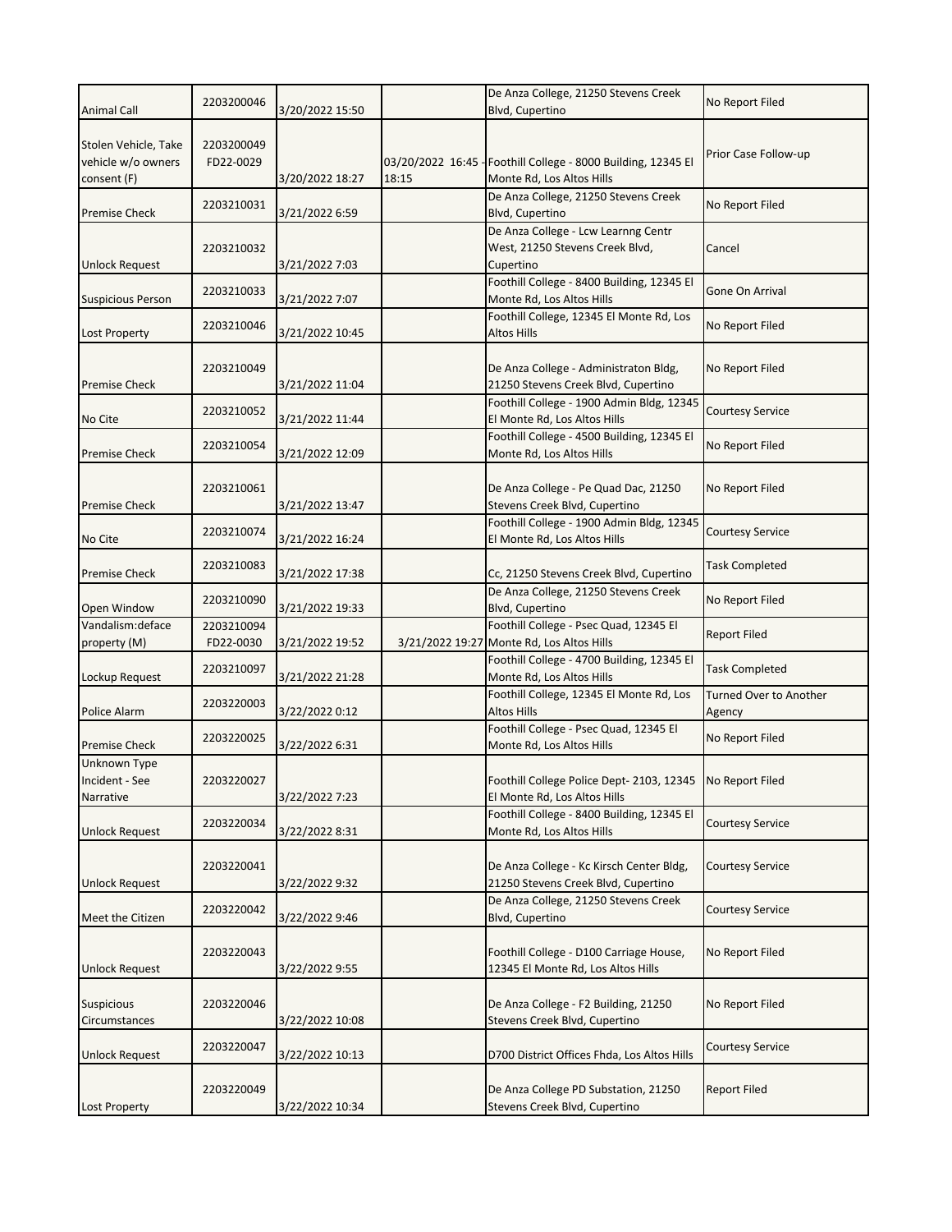| Animal Call | 2203200046 | 3/20/2022 15:50 | | De Anza College, 21250 Stevens Creek Blvd, Cupertino | No Report Filed |
|---|---|---|---|---|---|
| Stolen Vehicle, Take vehicle w/o owners consent (F) | 2203200049 FD22-0029 | 3/20/2022 18:27 | 03/20/2022 16:45 - 18:15 | Foothill College - 8000 Building, 12345 El Monte Rd, Los Altos Hills | Prior Case Follow-up |
| Premise Check | 2203210031 | 3/21/2022 6:59 | | De Anza College, 21250 Stevens Creek Blvd, Cupertino | No Report Filed |
| Unlock Request | 2203210032 | 3/21/2022 7:03 | | De Anza College - Lcw Learnng Centr West, 21250 Stevens Creek Blvd, Cupertino | Cancel |
| Suspicious Person | 2203210033 | 3/21/2022 7:07 | | Foothill College - 8400 Building, 12345 El Monte Rd, Los Altos Hills | Gone On Arrival |
| Lost Property | 2203210046 | 3/21/2022 10:45 | | Foothill College, 12345 El Monte Rd, Los Altos Hills | No Report Filed |
| Premise Check | 2203210049 | 3/21/2022 11:04 | | De Anza College - Administraton Bldg, 21250 Stevens Creek Blvd, Cupertino | No Report Filed |
| No Cite | 2203210052 | 3/21/2022 11:44 | | Foothill College - 1900 Admin Bldg, 12345 El Monte Rd, Los Altos Hills | Courtesy Service |
| Premise Check | 2203210054 | 3/21/2022 12:09 | | Foothill College - 4500 Building, 12345 El Monte Rd, Los Altos Hills | No Report Filed |
| Premise Check | 2203210061 | 3/21/2022 13:47 | | De Anza College - Pe Quad Dac, 21250 Stevens Creek Blvd, Cupertino | No Report Filed |
| No Cite | 2203210074 | 3/21/2022 16:24 | | Foothill College - 1900 Admin Bldg, 12345 El Monte Rd, Los Altos Hills | Courtesy Service |
| Premise Check | 2203210083 | 3/21/2022 17:38 | | Cc, 21250 Stevens Creek Blvd, Cupertino | Task Completed |
| Open Window | 2203210090 | 3/21/2022 19:33 | | De Anza College, 21250 Stevens Creek Blvd, Cupertino | No Report Filed |
| Vandalism:deface property (M) | 2203210094 FD22-0030 | 3/21/2022 19:52 | 3/21/2022 19:27 | Foothill College - Psec Quad, 12345 El Monte Rd, Los Altos Hills | Report Filed |
| Lockup Request | 2203210097 | 3/21/2022 21:28 | | Foothill College - 4700 Building, 12345 El Monte Rd, Los Altos Hills | Task Completed |
| Police Alarm | 2203220003 | 3/22/2022 0:12 | | Foothill College, 12345 El Monte Rd, Los Altos Hills | Turned Over to Another Agency |
| Premise Check | 2203220025 | 3/22/2022 6:31 | | Foothill College - Psec Quad, 12345 El Monte Rd, Los Altos Hills | No Report Filed |
| Unknown Type Incident - See Narrative | 2203220027 | 3/22/2022 7:23 | | Foothill College Police Dept- 2103, 12345 El Monte Rd, Los Altos Hills | No Report Filed |
| Unlock Request | 2203220034 | 3/22/2022 8:31 | | Foothill College - 8400 Building, 12345 El Monte Rd, Los Altos Hills | Courtesy Service |
| Unlock Request | 2203220041 | 3/22/2022 9:32 | | De Anza College - Kc Kirsch Center Bldg, 21250 Stevens Creek Blvd, Cupertino | Courtesy Service |
| Meet the Citizen | 2203220042 | 3/22/2022 9:46 | | De Anza College, 21250 Stevens Creek Blvd, Cupertino | Courtesy Service |
| Unlock Request | 2203220043 | 3/22/2022 9:55 | | Foothill College - D100 Carriage House, 12345 El Monte Rd, Los Altos Hills | No Report Filed |
| Suspicious Circumstances | 2203220046 | 3/22/2022 10:08 | | De Anza College - F2 Building, 21250 Stevens Creek Blvd, Cupertino | No Report Filed |
| Unlock Request | 2203220047 | 3/22/2022 10:13 | | D700 District Offices Fhda, Los Altos Hills | Courtesy Service |
| Lost Property | 2203220049 | 3/22/2022 10:34 | | De Anza College PD Substation, 21250 Stevens Creek Blvd, Cupertino | Report Filed |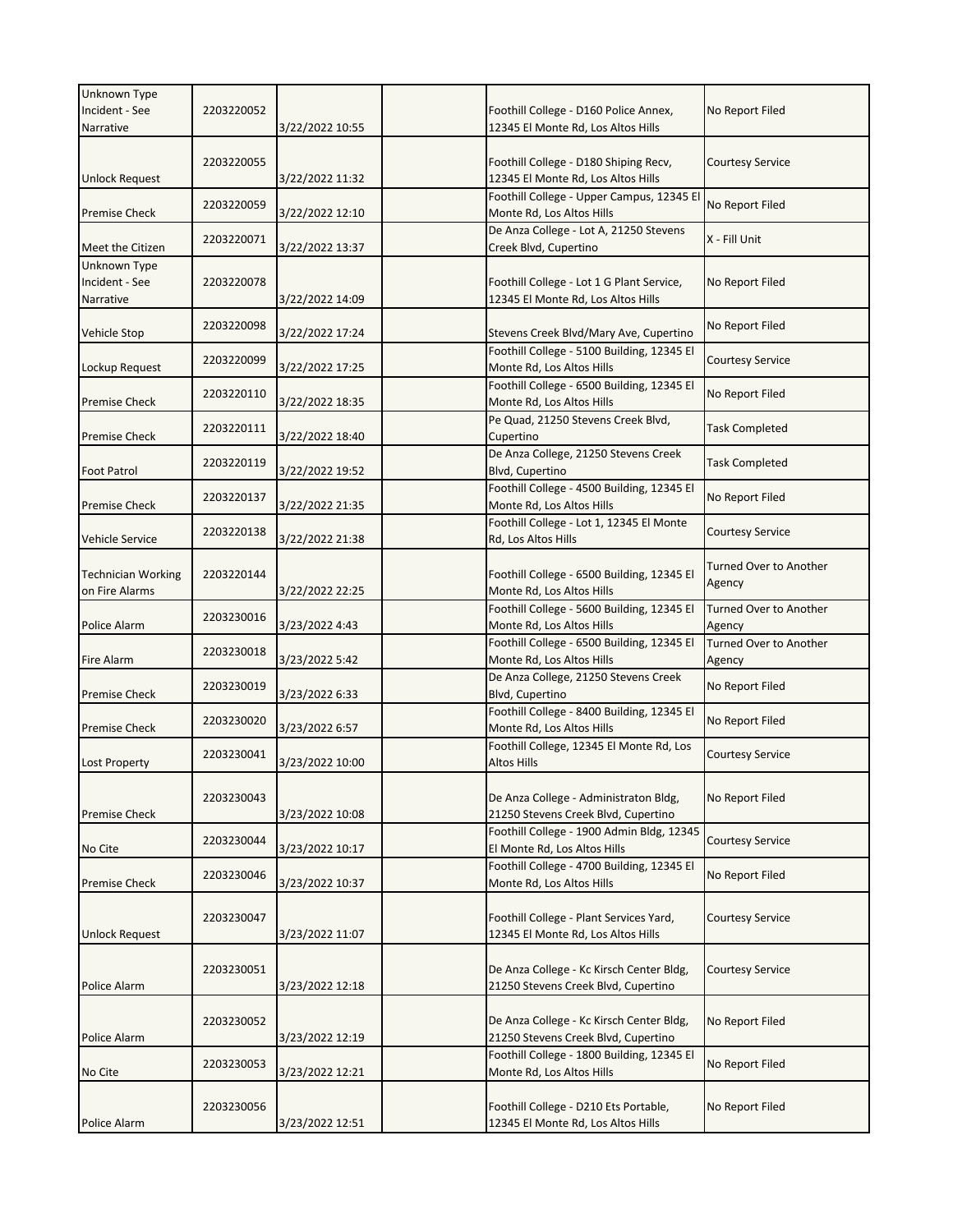| | | | | | |
|---|---|---|---|---|---|
| Unknown Type Incident - See Narrative | 2203220052 | 3/22/2022 10:55 | | Foothill College - D160 Police Annex, 12345 El Monte Rd, Los Altos Hills | No Report Filed |
| Unlock Request | 2203220055 | 3/22/2022 11:32 | | Foothill College - D180 Shiping Recv, 12345 El Monte Rd, Los Altos Hills | Courtesy Service |
| Premise Check | 2203220059 | 3/22/2022 12:10 | | Foothill College - Upper Campus, 12345 El Monte Rd, Los Altos Hills | No Report Filed |
| Meet the Citizen | 2203220071 | 3/22/2022 13:37 | | De Anza College - Lot A, 21250 Stevens Creek Blvd, Cupertino | X - Fill Unit |
| Unknown Type Incident - See Narrative | 2203220078 | 3/22/2022 14:09 | | Foothill College - Lot 1 G Plant Service, 12345 El Monte Rd, Los Altos Hills | No Report Filed |
| Vehicle Stop | 2203220098 | 3/22/2022 17:24 | | Stevens Creek Blvd/Mary Ave, Cupertino | No Report Filed |
| Lockup Request | 2203220099 | 3/22/2022 17:25 | | Foothill College - 5100 Building, 12345 El Monte Rd, Los Altos Hills | Courtesy Service |
| Premise Check | 2203220110 | 3/22/2022 18:35 | | Foothill College - 6500 Building, 12345 El Monte Rd, Los Altos Hills | No Report Filed |
| Premise Check | 2203220111 | 3/22/2022 18:40 | | Pe Quad, 21250 Stevens Creek Blvd, Cupertino | Task Completed |
| Foot Patrol | 2203220119 | 3/22/2022 19:52 | | De Anza College, 21250 Stevens Creek Blvd, Cupertino | Task Completed |
| Premise Check | 2203220137 | 3/22/2022 21:35 | | Foothill College - 4500 Building, 12345 El Monte Rd, Los Altos Hills | No Report Filed |
| Vehicle Service | 2203220138 | 3/22/2022 21:38 | | Foothill College - Lot 1, 12345 El Monte Rd, Los Altos Hills | Courtesy Service |
| Technician Working on Fire Alarms | 2203220144 | 3/22/2022 22:25 | | Foothill College - 6500 Building, 12345 El Monte Rd, Los Altos Hills | Turned Over to Another Agency |
| Police Alarm | 2203230016 | 3/23/2022 4:43 | | Foothill College - 5600 Building, 12345 El Monte Rd, Los Altos Hills | Turned Over to Another Agency |
| Fire Alarm | 2203230018 | 3/23/2022 5:42 | | Foothill College - 6500 Building, 12345 El Monte Rd, Los Altos Hills | Turned Over to Another Agency |
| Premise Check | 2203230019 | 3/23/2022 6:33 | | De Anza College, 21250 Stevens Creek Blvd, Cupertino | No Report Filed |
| Premise Check | 2203230020 | 3/23/2022 6:57 | | Foothill College - 8400 Building, 12345 El Monte Rd, Los Altos Hills | No Report Filed |
| Lost Property | 2203230041 | 3/23/2022 10:00 | | Foothill College, 12345 El Monte Rd, Los Altos Hills | Courtesy Service |
| Premise Check | 2203230043 | 3/23/2022 10:08 | | De Anza College - Administraton Bldg, 21250 Stevens Creek Blvd, Cupertino | No Report Filed |
| No Cite | 2203230044 | 3/23/2022 10:17 | | Foothill College - 1900 Admin Bldg, 12345 El Monte Rd, Los Altos Hills | Courtesy Service |
| Premise Check | 2203230046 | 3/23/2022 10:37 | | Foothill College - 4700 Building, 12345 El Monte Rd, Los Altos Hills | No Report Filed |
| Unlock Request | 2203230047 | 3/23/2022 11:07 | | Foothill College - Plant Services Yard, 12345 El Monte Rd, Los Altos Hills | Courtesy Service |
| Police Alarm | 2203230051 | 3/23/2022 12:18 | | De Anza College - Kc Kirsch Center Bldg, 21250 Stevens Creek Blvd, Cupertino | Courtesy Service |
| Police Alarm | 2203230052 | 3/23/2022 12:19 | | De Anza College - Kc Kirsch Center Bldg, 21250 Stevens Creek Blvd, Cupertino | No Report Filed |
| No Cite | 2203230053 | 3/23/2022 12:21 | | Foothill College - 1800 Building, 12345 El Monte Rd, Los Altos Hills | No Report Filed |
| Police Alarm | 2203230056 | 3/23/2022 12:51 | | Foothill College - D210 Ets Portable, 12345 El Monte Rd, Los Altos Hills | No Report Filed |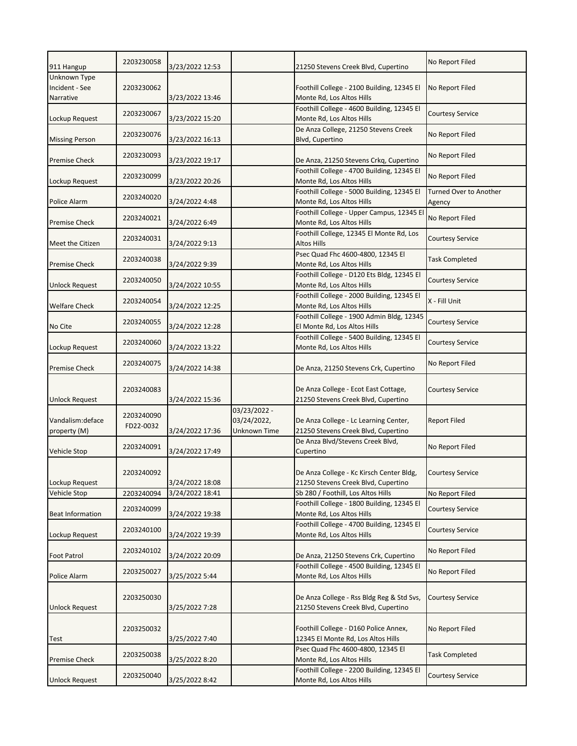| | | | | | |
|---|---|---|---|---|---|
| 911 Hangup | 2203230058 | 3/23/2022 12:53 | | 21250 Stevens Creek Blvd, Cupertino | No Report Filed |
| Unknown Type Incident - See Narrative | 2203230062 | 3/23/2022 13:46 | | Foothill College - 2100 Building, 12345 El Monte Rd, Los Altos Hills | No Report Filed |
| Lockup Request | 2203230067 | 3/23/2022 15:20 | | Foothill College - 4600 Building, 12345 El Monte Rd, Los Altos Hills | Courtesy Service |
| Missing Person | 2203230076 | 3/23/2022 16:13 | | De Anza College, 21250 Stevens Creek Blvd, Cupertino | No Report Filed |
| Premise Check | 2203230093 | 3/23/2022 19:17 | | De Anza, 21250 Stevens Crkq, Cupertino | No Report Filed |
| Lockup Request | 2203230099 | 3/23/2022 20:26 | | Foothill College - 4700 Building, 12345 El Monte Rd, Los Altos Hills | No Report Filed |
| Police Alarm | 2203240020 | 3/24/2022 4:48 | | Foothill College - 5000 Building, 12345 El Monte Rd, Los Altos Hills | Turned Over to Another Agency |
| Premise Check | 2203240021 | 3/24/2022 6:49 | | Foothill College - Upper Campus, 12345 El Monte Rd, Los Altos Hills | No Report Filed |
| Meet the Citizen | 2203240031 | 3/24/2022 9:13 | | Foothill College, 12345 El Monte Rd, Los Altos Hills | Courtesy Service |
| Premise Check | 2203240038 | 3/24/2022 9:39 | | Psec Quad Fhc 4600-4800, 12345 El Monte Rd, Los Altos Hills | Task Completed |
| Unlock Request | 2203240050 | 3/24/2022 10:55 | | Foothill College - D120 Ets Bldg, 12345 El Monte Rd, Los Altos Hills | Courtesy Service |
| Welfare Check | 2203240054 | 3/24/2022 12:25 | | Foothill College - 2000 Building, 12345 El Monte Rd, Los Altos Hills | X - Fill Unit |
| No Cite | 2203240055 | 3/24/2022 12:28 | | Foothill College - 1900 Admin Bldg, 12345 El Monte Rd, Los Altos Hills | Courtesy Service |
| Lockup Request | 2203240060 | 3/24/2022 13:22 | | Foothill College - 5400 Building, 12345 El Monte Rd, Los Altos Hills | Courtesy Service |
| Premise Check | 2203240075 | 3/24/2022 14:38 | | De Anza, 21250 Stevens Crk, Cupertino | No Report Filed |
| Unlock Request | 2203240083 | 3/24/2022 15:36 | | De Anza College - Ecot East Cottage, 21250 Stevens Creek Blvd, Cupertino | Courtesy Service |
| Vandalism:deface property (M) | 2203240090 FD22-0032 | 3/24/2022 17:36 | 03/23/2022 - 03/24/2022, Unknown Time | De Anza College - Lc Learning Center, 21250 Stevens Creek Blvd, Cupertino | Report Filed |
| Vehicle Stop | 2203240091 | 3/24/2022 17:49 | | De Anza Blvd/Stevens Creek Blvd, Cupertino | No Report Filed |
| Lockup Request | 2203240092 | 3/24/2022 18:08 | | De Anza College - Kc Kirsch Center Bldg, 21250 Stevens Creek Blvd, Cupertino | Courtesy Service |
| Vehicle Stop | 2203240094 | 3/24/2022 18:41 | | Sb 280 / Foothill, Los Altos Hills | No Report Filed |
| Beat Information | 2203240099 | 3/24/2022 19:38 | | Foothill College - 1800 Building, 12345 El Monte Rd, Los Altos Hills | Courtesy Service |
| Lockup Request | 2203240100 | 3/24/2022 19:39 | | Foothill College - 4700 Building, 12345 El Monte Rd, Los Altos Hills | Courtesy Service |
| Foot Patrol | 2203240102 | 3/24/2022 20:09 | | De Anza, 21250 Stevens Crk, Cupertino | No Report Filed |
| Police Alarm | 2203250027 | 3/25/2022 5:44 | | Foothill College - 4500 Building, 12345 El Monte Rd, Los Altos Hills | No Report Filed |
| Unlock Request | 2203250030 | 3/25/2022 7:28 | | De Anza College - Rss Bldg Reg & Std Svs, 21250 Stevens Creek Blvd, Cupertino | Courtesy Service |
| Test | 2203250032 | 3/25/2022 7:40 | | Foothill College - D160 Police Annex, 12345 El Monte Rd, Los Altos Hills | No Report Filed |
| Premise Check | 2203250038 | 3/25/2022 8:20 | | Psec Quad Fhc 4600-4800, 12345 El Monte Rd, Los Altos Hills | Task Completed |
| Unlock Request | 2203250040 | 3/25/2022 8:42 | | Foothill College - 2200 Building, 12345 El Monte Rd, Los Altos Hills | Courtesy Service |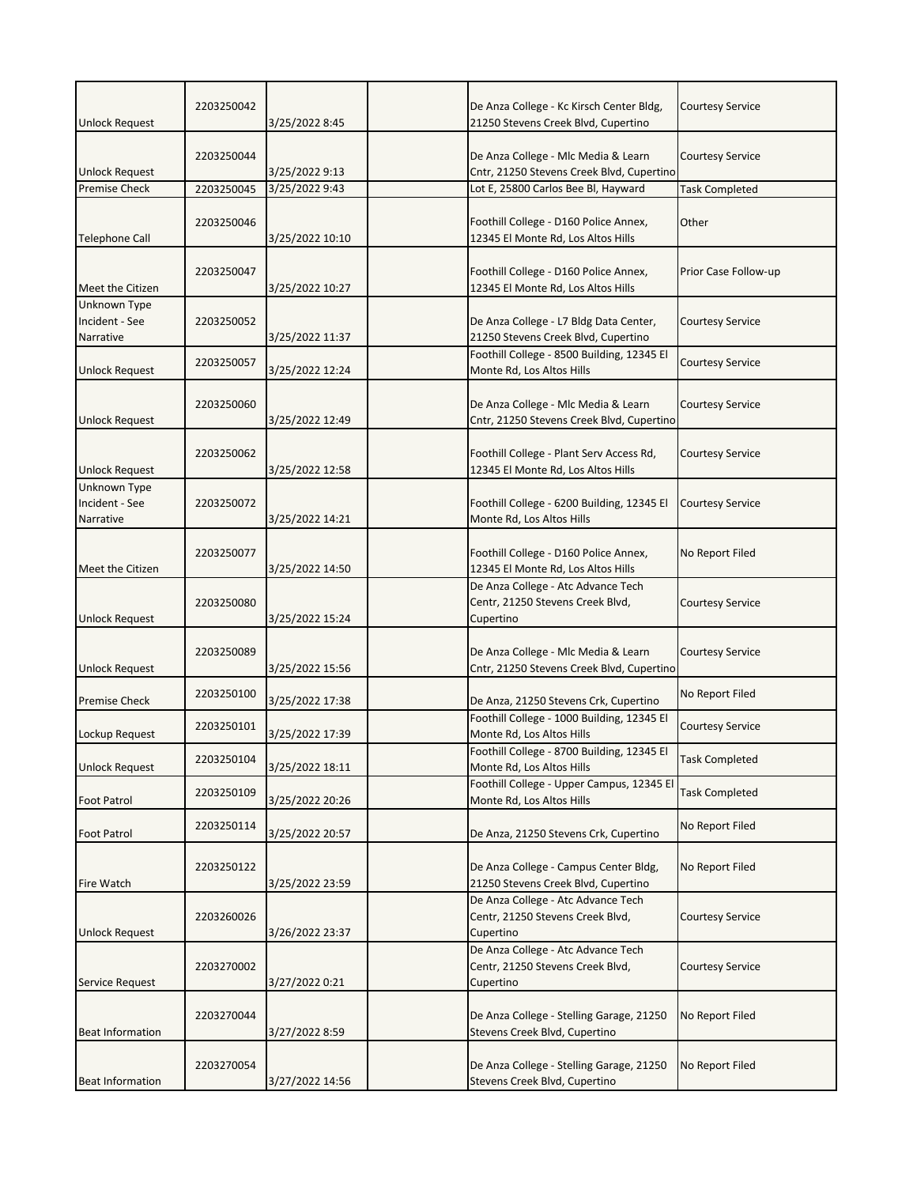| | | | | | |
|---|---|---|---|---|---|
| Unlock Request | 2203250042 | 3/25/2022 8:45 | | De Anza College - Kc Kirsch Center Bldg, 21250 Stevens Creek Blvd, Cupertino | Courtesy Service |
| Unlock Request | 2203250044 | 3/25/2022 9:13 | | De Anza College - Mlc Media & Learn Cntr, 21250 Stevens Creek Blvd, Cupertino | Courtesy Service |
| Premise Check | 2203250045 | 3/25/2022 9:43 | | Lot E, 25800 Carlos Bee Bl, Hayward | Task Completed |
| Telephone Call | 2203250046 | 3/25/2022 10:10 | | Foothill College - D160 Police Annex, 12345 El Monte Rd, Los Altos Hills | Other |
| Meet the Citizen | 2203250047 | 3/25/2022 10:27 | | Foothill College - D160 Police Annex, 12345 El Monte Rd, Los Altos Hills | Prior Case Follow-up |
| Unknown Type Incident - See Narrative | 2203250052 | 3/25/2022 11:37 | | De Anza College - L7 Bldg Data Center, 21250 Stevens Creek Blvd, Cupertino | Courtesy Service |
| Unlock Request | 2203250057 | 3/25/2022 12:24 | | Foothill College - 8500 Building, 12345 El Monte Rd, Los Altos Hills | Courtesy Service |
| Unlock Request | 2203250060 | 3/25/2022 12:49 | | De Anza College - Mlc Media & Learn Cntr, 21250 Stevens Creek Blvd, Cupertino | Courtesy Service |
| Unlock Request | 2203250062 | 3/25/2022 12:58 | | Foothill College - Plant Serv Access Rd, 12345 El Monte Rd, Los Altos Hills | Courtesy Service |
| Unknown Type Incident - See Narrative | 2203250072 | 3/25/2022 14:21 | | Foothill College - 6200 Building, 12345 El Monte Rd, Los Altos Hills | Courtesy Service |
| Meet the Citizen | 2203250077 | 3/25/2022 14:50 | | Foothill College - D160 Police Annex, 12345 El Monte Rd, Los Altos Hills | No Report Filed |
| Unlock Request | 2203250080 | 3/25/2022 15:24 | | De Anza College - Atc Advance Tech Centr, 21250 Stevens Creek Blvd, Cupertino | Courtesy Service |
| Unlock Request | 2203250089 | 3/25/2022 15:56 | | De Anza College - Mlc Media & Learn Cntr, 21250 Stevens Creek Blvd, Cupertino | Courtesy Service |
| Premise Check | 2203250100 | 3/25/2022 17:38 | | De Anza, 21250 Stevens Crk, Cupertino | No Report Filed |
| Lockup Request | 2203250101 | 3/25/2022 17:39 | | Foothill College - 1000 Building, 12345 El Monte Rd, Los Altos Hills | Courtesy Service |
| Unlock Request | 2203250104 | 3/25/2022 18:11 | | Foothill College - 8700 Building, 12345 El Monte Rd, Los Altos Hills | Task Completed |
| Foot Patrol | 2203250109 | 3/25/2022 20:26 | | Foothill College - Upper Campus, 12345 El Monte Rd, Los Altos Hills | Task Completed |
| Foot Patrol | 2203250114 | 3/25/2022 20:57 | | De Anza, 21250 Stevens Crk, Cupertino | No Report Filed |
| Fire Watch | 2203250122 | 3/25/2022 23:59 | | De Anza College - Campus Center Bldg, 21250 Stevens Creek Blvd, Cupertino | No Report Filed |
| Unlock Request | 2203260026 | 3/26/2022 23:37 | | De Anza College - Atc Advance Tech Centr, 21250 Stevens Creek Blvd, Cupertino | Courtesy Service |
| Service Request | 2203270002 | 3/27/2022 0:21 | | De Anza College - Atc Advance Tech Centr, 21250 Stevens Creek Blvd, Cupertino | Courtesy Service |
| Beat Information | 2203270044 | 3/27/2022 8:59 | | De Anza College - Stelling Garage, 21250 Stevens Creek Blvd, Cupertino | No Report Filed |
| Beat Information | 2203270054 | 3/27/2022 14:56 | | De Anza College - Stelling Garage, 21250 Stevens Creek Blvd, Cupertino | No Report Filed |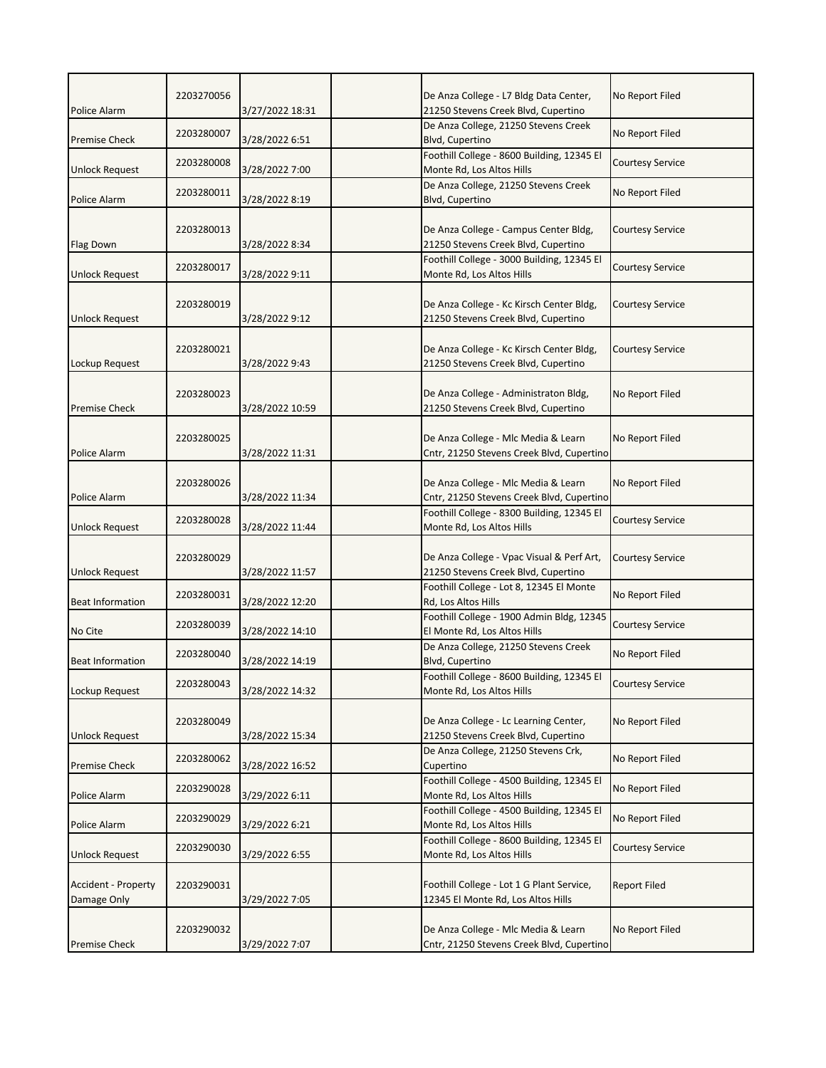| | | | | | |
|---|---|---|---|---|---|
| Police Alarm | 2203270056 | 3/27/2022 18:31 | | De Anza College - L7 Bldg Data Center, 21250 Stevens Creek Blvd, Cupertino | No Report Filed |
| Premise Check | 2203280007 | 3/28/2022 6:51 | | De Anza College, 21250 Stevens Creek Blvd, Cupertino | No Report Filed |
| Unlock Request | 2203280008 | 3/28/2022 7:00 | | Foothill College - 8600 Building, 12345 El Monte Rd, Los Altos Hills | Courtesy Service |
| Police Alarm | 2203280011 | 3/28/2022 8:19 | | De Anza College, 21250 Stevens Creek Blvd, Cupertino | No Report Filed |
| Flag Down | 2203280013 | 3/28/2022 8:34 | | De Anza College - Campus Center Bldg, 21250 Stevens Creek Blvd, Cupertino | Courtesy Service |
| Unlock Request | 2203280017 | 3/28/2022 9:11 | | Foothill College - 3000 Building, 12345 El Monte Rd, Los Altos Hills | Courtesy Service |
| Unlock Request | 2203280019 | 3/28/2022 9:12 | | De Anza College - Kc Kirsch Center Bldg, 21250 Stevens Creek Blvd, Cupertino | Courtesy Service |
| Lockup Request | 2203280021 | 3/28/2022 9:43 | | De Anza College - Kc Kirsch Center Bldg, 21250 Stevens Creek Blvd, Cupertino | Courtesy Service |
| Premise Check | 2203280023 | 3/28/2022 10:59 | | De Anza College - Administraton Bldg, 21250 Stevens Creek Blvd, Cupertino | No Report Filed |
| Police Alarm | 2203280025 | 3/28/2022 11:31 | | De Anza College - Mlc Media & Learn Cntr, 21250 Stevens Creek Blvd, Cupertino | No Report Filed |
| Police Alarm | 2203280026 | 3/28/2022 11:34 | | De Anza College - Mlc Media & Learn Cntr, 21250 Stevens Creek Blvd, Cupertino | No Report Filed |
| Unlock Request | 2203280028 | 3/28/2022 11:44 | | Foothill College - 8300 Building, 12345 El Monte Rd, Los Altos Hills | Courtesy Service |
| Unlock Request | 2203280029 | 3/28/2022 11:57 | | De Anza College - Vpac Visual & Perf Art, 21250 Stevens Creek Blvd, Cupertino | Courtesy Service |
| Beat Information | 2203280031 | 3/28/2022 12:20 | | Foothill College - Lot 8, 12345 El Monte Rd, Los Altos Hills | No Report Filed |
| No Cite | 2203280039 | 3/28/2022 14:10 | | Foothill College - 1900 Admin Bldg, 12345 El Monte Rd, Los Altos Hills | Courtesy Service |
| Beat Information | 2203280040 | 3/28/2022 14:19 | | De Anza College, 21250 Stevens Creek Blvd, Cupertino | No Report Filed |
| Lockup Request | 2203280043 | 3/28/2022 14:32 | | Foothill College - 8600 Building, 12345 El Monte Rd, Los Altos Hills | Courtesy Service |
| Unlock Request | 2203280049 | 3/28/2022 15:34 | | De Anza College - Lc Learning Center, 21250 Stevens Creek Blvd, Cupertino | No Report Filed |
| Premise Check | 2203280062 | 3/28/2022 16:52 | | De Anza College, 21250 Stevens Crk, Cupertino | No Report Filed |
| Police Alarm | 2203290028 | 3/29/2022 6:11 | | Foothill College - 4500 Building, 12345 El Monte Rd, Los Altos Hills | No Report Filed |
| Police Alarm | 2203290029 | 3/29/2022 6:21 | | Foothill College - 4500 Building, 12345 El Monte Rd, Los Altos Hills | No Report Filed |
| Unlock Request | 2203290030 | 3/29/2022 6:55 | | Foothill College - 8600 Building, 12345 El Monte Rd, Los Altos Hills | Courtesy Service |
| Accident - Property Damage Only | 2203290031 | 3/29/2022 7:05 | | Foothill College - Lot 1 G Plant Service, 12345 El Monte Rd, Los Altos Hills | Report Filed |
| Premise Check | 2203290032 | 3/29/2022 7:07 | | De Anza College - Mlc Media & Learn Cntr, 21250 Stevens Creek Blvd, Cupertino | No Report Filed |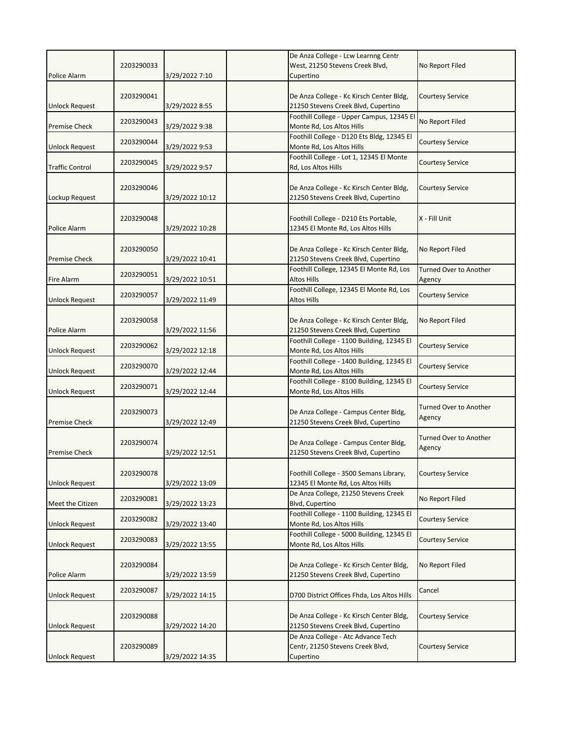| | | | | | |
|---|---|---|---|---|---|
| Police Alarm | 2203290033 | 3/29/2022 7:10 | | De Anza College - Lcw Learnng Centr West, 21250 Stevens Creek Blvd, Cupertino | No Report Filed |
| Unlock Request | 2203290041 | 3/29/2022 8:55 | | De Anza College - Kc Kirsch Center Bldg, 21250 Stevens Creek Blvd, Cupertino | Courtesy Service |
| Premise Check | 2203290043 | 3/29/2022 9:38 | | Foothill College - Upper Campus, 12345 El Monte Rd, Los Altos Hills | No Report Filed |
| Unlock Request | 2203290044 | 3/29/2022 9:53 | | Foothill College - D120 Ets Bldg, 12345 El Monte Rd, Los Altos Hills | Courtesy Service |
| Traffic Control | 2203290045 | 3/29/2022 9:57 | | Foothill College - Lot 1, 12345 El Monte Rd, Los Altos Hills | Courtesy Service |
| Lockup Request | 2203290046 | 3/29/2022 10:12 | | De Anza College - Kc Kirsch Center Bldg, 21250 Stevens Creek Blvd, Cupertino | Courtesy Service |
| Police Alarm | 2203290048 | 3/29/2022 10:28 | | Foothill College - D210 Ets Portable, 12345 El Monte Rd, Los Altos Hills | X - Fill Unit |
| Premise Check | 2203290050 | 3/29/2022 10:41 | | De Anza College - Kc Kirsch Center Bldg, 21250 Stevens Creek Blvd, Cupertino | No Report Filed |
| Fire Alarm | 2203290051 | 3/29/2022 10:51 | | Foothill College, 12345 El Monte Rd, Los Altos Hills | Turned Over to Another Agency |
| Unlock Request | 2203290057 | 3/29/2022 11:49 | | Foothill College, 12345 El Monte Rd, Los Altos Hills | Courtesy Service |
| Police Alarm | 2203290058 | 3/29/2022 11:56 | | De Anza College - Kc Kirsch Center Bldg, 21250 Stevens Creek Blvd, Cupertino | No Report Filed |
| Unlock Request | 2203290062 | 3/29/2022 12:18 | | Foothill College - 1100 Building, 12345 El Monte Rd, Los Altos Hills | Courtesy Service |
| Unlock Request | 2203290070 | 3/29/2022 12:44 | | Foothill College - 1400 Building, 12345 El Monte Rd, Los Altos Hills | Courtesy Service |
| Unlock Request | 2203290071 | 3/29/2022 12:44 | | Foothill College - 8100 Building, 12345 El Monte Rd, Los Altos Hills | Courtesy Service |
| Premise Check | 2203290073 | 3/29/2022 12:49 | | De Anza College - Campus Center Bldg, 21250 Stevens Creek Blvd, Cupertino | Turned Over to Another Agency |
| Premise Check | 2203290074 | 3/29/2022 12:51 | | De Anza College - Campus Center Bldg, 21250 Stevens Creek Blvd, Cupertino | Turned Over to Another Agency |
| Unlock Request | 2203290078 | 3/29/2022 13:09 | | Foothill College - 3500 Semans Library, 12345 El Monte Rd, Los Altos Hills | Courtesy Service |
| Meet the Citizen | 2203290081 | 3/29/2022 13:23 | | De Anza College, 21250 Stevens Creek Blvd, Cupertino | No Report Filed |
| Unlock Request | 2203290082 | 3/29/2022 13:40 | | Foothill College - 1100 Building, 12345 El Monte Rd, Los Altos Hills | Courtesy Service |
| Unlock Request | 2203290083 | 3/29/2022 13:55 | | Foothill College - 5000 Building, 12345 El Monte Rd, Los Altos Hills | Courtesy Service |
| Police Alarm | 2203290084 | 3/29/2022 13:59 | | De Anza College - Kc Kirsch Center Bldg, 21250 Stevens Creek Blvd, Cupertino | No Report Filed |
| Unlock Request | 2203290087 | 3/29/2022 14:15 | | D700 District Offices Fhda, Los Altos Hills | Cancel |
| Unlock Request | 2203290088 | 3/29/2022 14:20 | | De Anza College - Kc Kirsch Center Bldg, 21250 Stevens Creek Blvd, Cupertino | Courtesy Service |
| Unlock Request | 2203290089 | 3/29/2022 14:35 | | De Anza College - Atc Advance Tech Centr, 21250 Stevens Creek Blvd, Cupertino | Courtesy Service |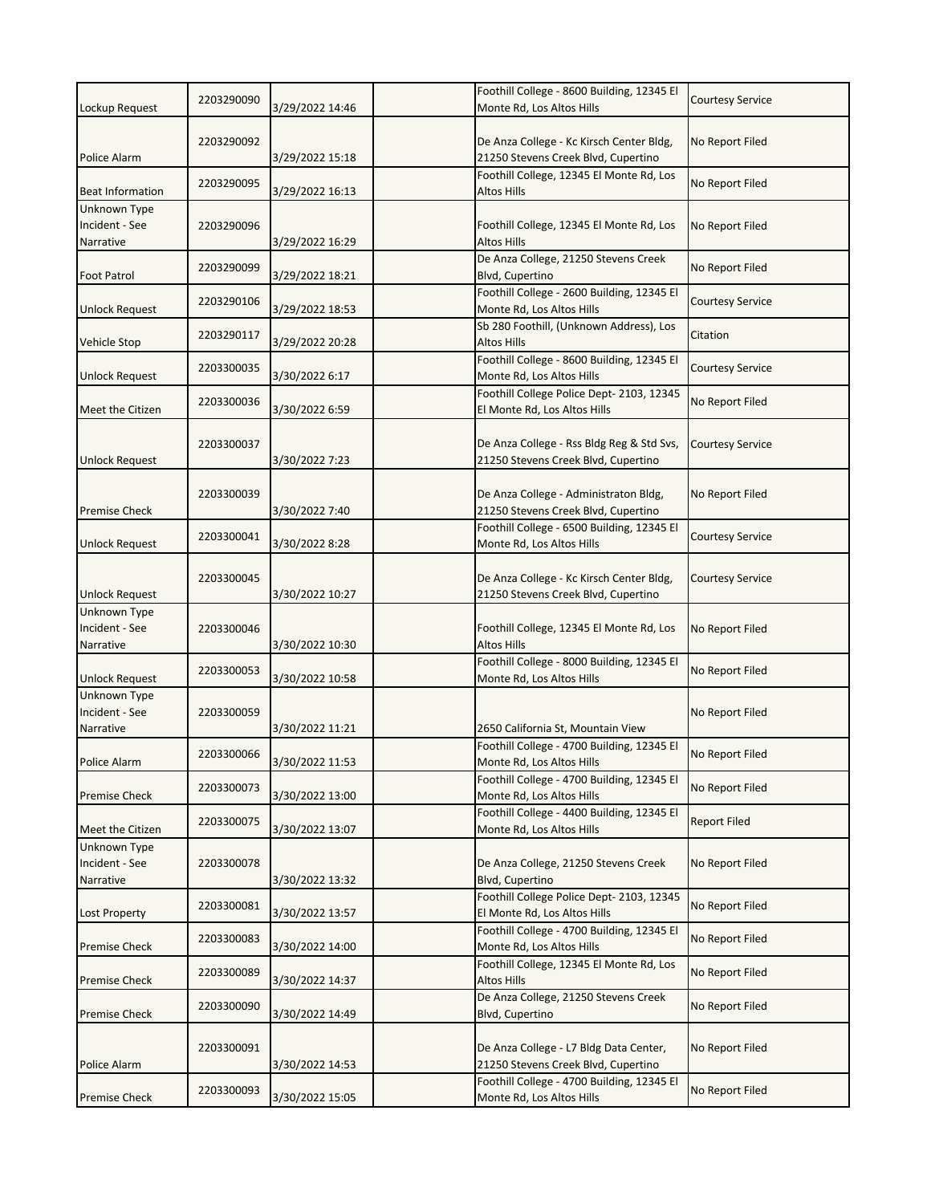| | | | | | |
|---|---|---|---|---|---|
| Lockup Request | 2203290090 | 3/29/2022 14:46 | | Foothill College - 8600 Building, 12345 El Monte Rd, Los Altos Hills | Courtesy Service |
| Police Alarm | 2203290092 | 3/29/2022 15:18 | | De Anza College - Kc Kirsch Center Bldg, 21250 Stevens Creek Blvd, Cupertino | No Report Filed |
| Beat Information | 2203290095 | 3/29/2022 16:13 | | Foothill College, 12345 El Monte Rd, Los Altos Hills | No Report Filed |
| Unknown Type Incident - See Narrative | 2203290096 | 3/29/2022 16:29 | | Foothill College, 12345 El Monte Rd, Los Altos Hills | No Report Filed |
| Foot Patrol | 2203290099 | 3/29/2022 18:21 | | De Anza College, 21250 Stevens Creek Blvd, Cupertino | No Report Filed |
| Unlock Request | 2203290106 | 3/29/2022 18:53 | | Foothill College - 2600 Building, 12345 El Monte Rd, Los Altos Hills | Courtesy Service |
| Vehicle Stop | 2203290117 | 3/29/2022 20:28 | | Sb 280 Foothill, (Unknown Address), Los Altos Hills | Citation |
| Unlock Request | 2203300035 | 3/30/2022 6:17 | | Foothill College - 8600 Building, 12345 El Monte Rd, Los Altos Hills | Courtesy Service |
| Meet the Citizen | 2203300036 | 3/30/2022 6:59 | | Foothill College Police Dept- 2103, 12345 El Monte Rd, Los Altos Hills | No Report Filed |
| Unlock Request | 2203300037 | 3/30/2022 7:23 | | De Anza College - Rss Bldg Reg & Std Svs, 21250 Stevens Creek Blvd, Cupertino | Courtesy Service |
| Premise Check | 2203300039 | 3/30/2022 7:40 | | De Anza College - Administraton Bldg, 21250 Stevens Creek Blvd, Cupertino | No Report Filed |
| Unlock Request | 2203300041 | 3/30/2022 8:28 | | Foothill College - 6500 Building, 12345 El Monte Rd, Los Altos Hills | Courtesy Service |
| Unlock Request | 2203300045 | 3/30/2022 10:27 | | De Anza College - Kc Kirsch Center Bldg, 21250 Stevens Creek Blvd, Cupertino | Courtesy Service |
| Unknown Type Incident - See Narrative | 2203300046 | 3/30/2022 10:30 | | Foothill College, 12345 El Monte Rd, Los Altos Hills | No Report Filed |
| Unlock Request | 2203300053 | 3/30/2022 10:58 | | Foothill College - 8000 Building, 12345 El Monte Rd, Los Altos Hills | No Report Filed |
| Unknown Type Incident - See Narrative | 2203300059 | 3/30/2022 11:21 | | 2650 California St, Mountain View | No Report Filed |
| Police Alarm | 2203300066 | 3/30/2022 11:53 | | Foothill College - 4700 Building, 12345 El Monte Rd, Los Altos Hills | No Report Filed |
| Premise Check | 2203300073 | 3/30/2022 13:00 | | Foothill College - 4700 Building, 12345 El Monte Rd, Los Altos Hills | No Report Filed |
| Meet the Citizen | 2203300075 | 3/30/2022 13:07 | | Foothill College - 4400 Building, 12345 El Monte Rd, Los Altos Hills | Report Filed |
| Unknown Type Incident - See Narrative | 2203300078 | 3/30/2022 13:32 | | De Anza College, 21250 Stevens Creek Blvd, Cupertino | No Report Filed |
| Lost Property | 2203300081 | 3/30/2022 13:57 | | Foothill College Police Dept- 2103, 12345 El Monte Rd, Los Altos Hills | No Report Filed |
| Premise Check | 2203300083 | 3/30/2022 14:00 | | Foothill College - 4700 Building, 12345 El Monte Rd, Los Altos Hills | No Report Filed |
| Premise Check | 2203300089 | 3/30/2022 14:37 | | Foothill College, 12345 El Monte Rd, Los Altos Hills | No Report Filed |
| Premise Check | 2203300090 | 3/30/2022 14:49 | | De Anza College, 21250 Stevens Creek Blvd, Cupertino | No Report Filed |
| Police Alarm | 2203300091 | 3/30/2022 14:53 | | De Anza College - L7 Bldg Data Center, 21250 Stevens Creek Blvd, Cupertino | No Report Filed |
| Premise Check | 2203300093 | 3/30/2022 15:05 | | Foothill College - 4700 Building, 12345 El Monte Rd, Los Altos Hills | No Report Filed |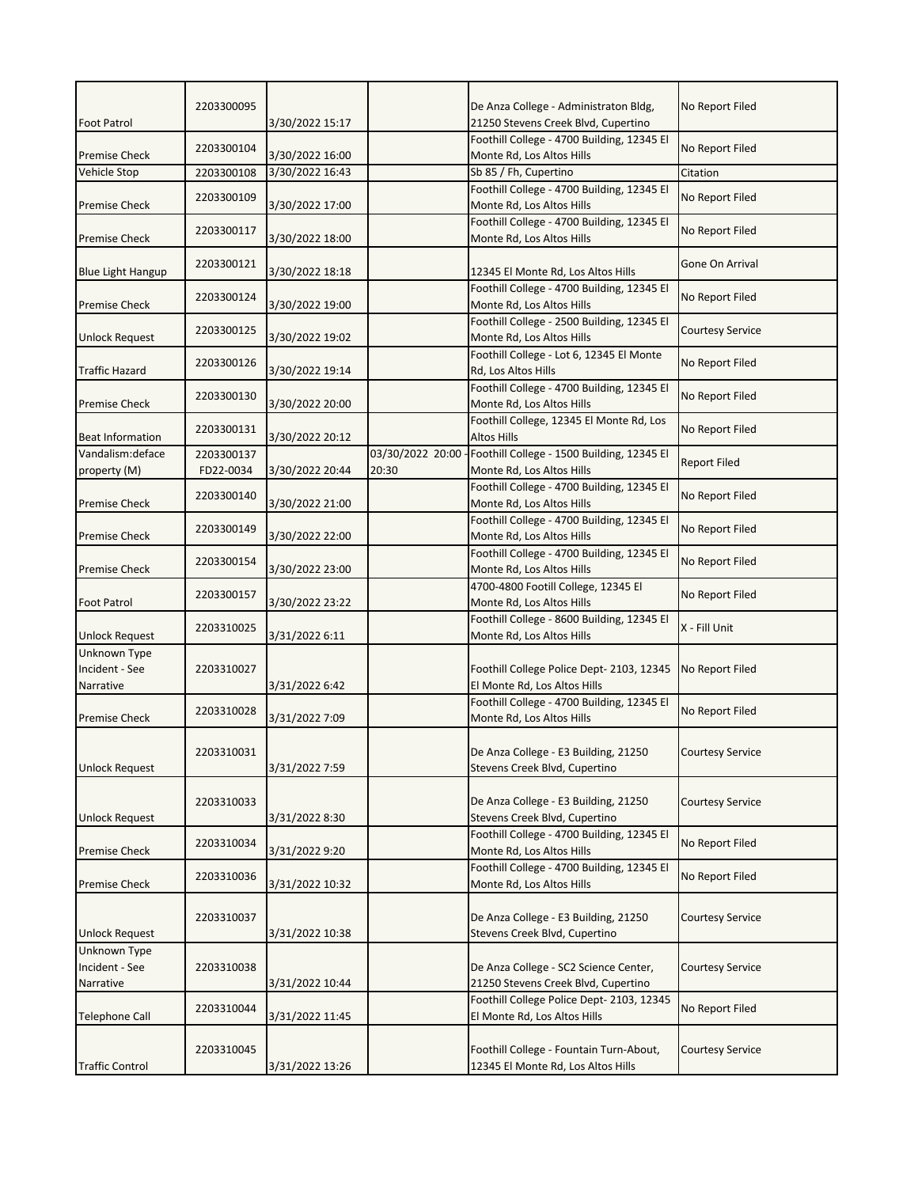| Foot Patrol | 2203300095 | 3/30/2022 15:17 | | De Anza College - Administraton Bldg, 21250 Stevens Creek Blvd, Cupertino | No Report Filed |
|---|---|---|---|---|---|
| Premise Check | 2203300104 | 3/30/2022 16:00 | | Foothill College - 4700 Building, 12345 El Monte Rd, Los Altos Hills | No Report Filed |
| Vehicle Stop | 2203300108 | 3/30/2022 16:43 | | Sb 85 / Fh, Cupertino | Citation |
| Premise Check | 2203300109 | 3/30/2022 17:00 | | Foothill College - 4700 Building, 12345 El Monte Rd, Los Altos Hills | No Report Filed |
| Premise Check | 2203300117 | 3/30/2022 18:00 | | Foothill College - 4700 Building, 12345 El Monte Rd, Los Altos Hills | No Report Filed |
| Blue Light Hangup | 2203300121 | 3/30/2022 18:18 | | 12345 El Monte Rd, Los Altos Hills | Gone On Arrival |
| Premise Check | 2203300124 | 3/30/2022 19:00 | | Foothill College - 4700 Building, 12345 El Monte Rd, Los Altos Hills | No Report Filed |
| Unlock Request | 2203300125 | 3/30/2022 19:02 | | Foothill College - 2500 Building, 12345 El Monte Rd, Los Altos Hills | Courtesy Service |
| Traffic Hazard | 2203300126 | 3/30/2022 19:14 | | Foothill College - Lot 6, 12345 El Monte Rd, Los Altos Hills | No Report Filed |
| Premise Check | 2203300130 | 3/30/2022 20:00 | | Foothill College - 4700 Building, 12345 El Monte Rd, Los Altos Hills | No Report Filed |
| Beat Information | 2203300131 | 3/30/2022 20:12 | | Foothill College, 12345 El Monte Rd, Los Altos Hills | No Report Filed |
| Vandalism:deface property (M) | 2203300137 FD22-0034 | 3/30/2022 20:44 | 03/30/2022 20:00 - 20:30 | Foothill College - 1500 Building, 12345 El Monte Rd, Los Altos Hills | Report Filed |
| Premise Check | 2203300140 | 3/30/2022 21:00 | | Foothill College - 4700 Building, 12345 El Monte Rd, Los Altos Hills | No Report Filed |
| Premise Check | 2203300149 | 3/30/2022 22:00 | | Foothill College - 4700 Building, 12345 El Monte Rd, Los Altos Hills | No Report Filed |
| Premise Check | 2203300154 | 3/30/2022 23:00 | | Foothill College - 4700 Building, 12345 El Monte Rd, Los Altos Hills | No Report Filed |
| Foot Patrol | 2203300157 | 3/30/2022 23:22 | | 4700-4800 Footill College, 12345 El Monte Rd, Los Altos Hills | No Report Filed |
| Unlock Request | 2203310025 | 3/31/2022 6:11 | | Foothill College - 8600 Building, 12345 El Monte Rd, Los Altos Hills | X - Fill Unit |
| Unknown Type Incident - See Narrative | 2203310027 | 3/31/2022 6:42 | | Foothill College Police Dept- 2103, 12345 El Monte Rd, Los Altos Hills | No Report Filed |
| Premise Check | 2203310028 | 3/31/2022 7:09 | | Foothill College - 4700 Building, 12345 El Monte Rd, Los Altos Hills | No Report Filed |
| Unlock Request | 2203310031 | 3/31/2022 7:59 | | De Anza College - E3 Building, 21250 Stevens Creek Blvd, Cupertino | Courtesy Service |
| Unlock Request | 2203310033 | 3/31/2022 8:30 | | De Anza College - E3 Building, 21250 Stevens Creek Blvd, Cupertino | Courtesy Service |
| Premise Check | 2203310034 | 3/31/2022 9:20 | | Foothill College - 4700 Building, 12345 El Monte Rd, Los Altos Hills | No Report Filed |
| Premise Check | 2203310036 | 3/31/2022 10:32 | | Foothill College - 4700 Building, 12345 El Monte Rd, Los Altos Hills | No Report Filed |
| Unlock Request | 2203310037 | 3/31/2022 10:38 | | De Anza College - E3 Building, 21250 Stevens Creek Blvd, Cupertino | Courtesy Service |
| Unknown Type Incident - See Narrative | 2203310038 | 3/31/2022 10:44 | | De Anza College - SC2 Science Center, 21250 Stevens Creek Blvd, Cupertino | Courtesy Service |
| Telephone Call | 2203310044 | 3/31/2022 11:45 | | Foothill College Police Dept- 2103, 12345 El Monte Rd, Los Altos Hills | No Report Filed |
| Traffic Control | 2203310045 | 3/31/2022 13:26 | | Foothill College - Fountain Turn-About, 12345 El Monte Rd, Los Altos Hills | Courtesy Service |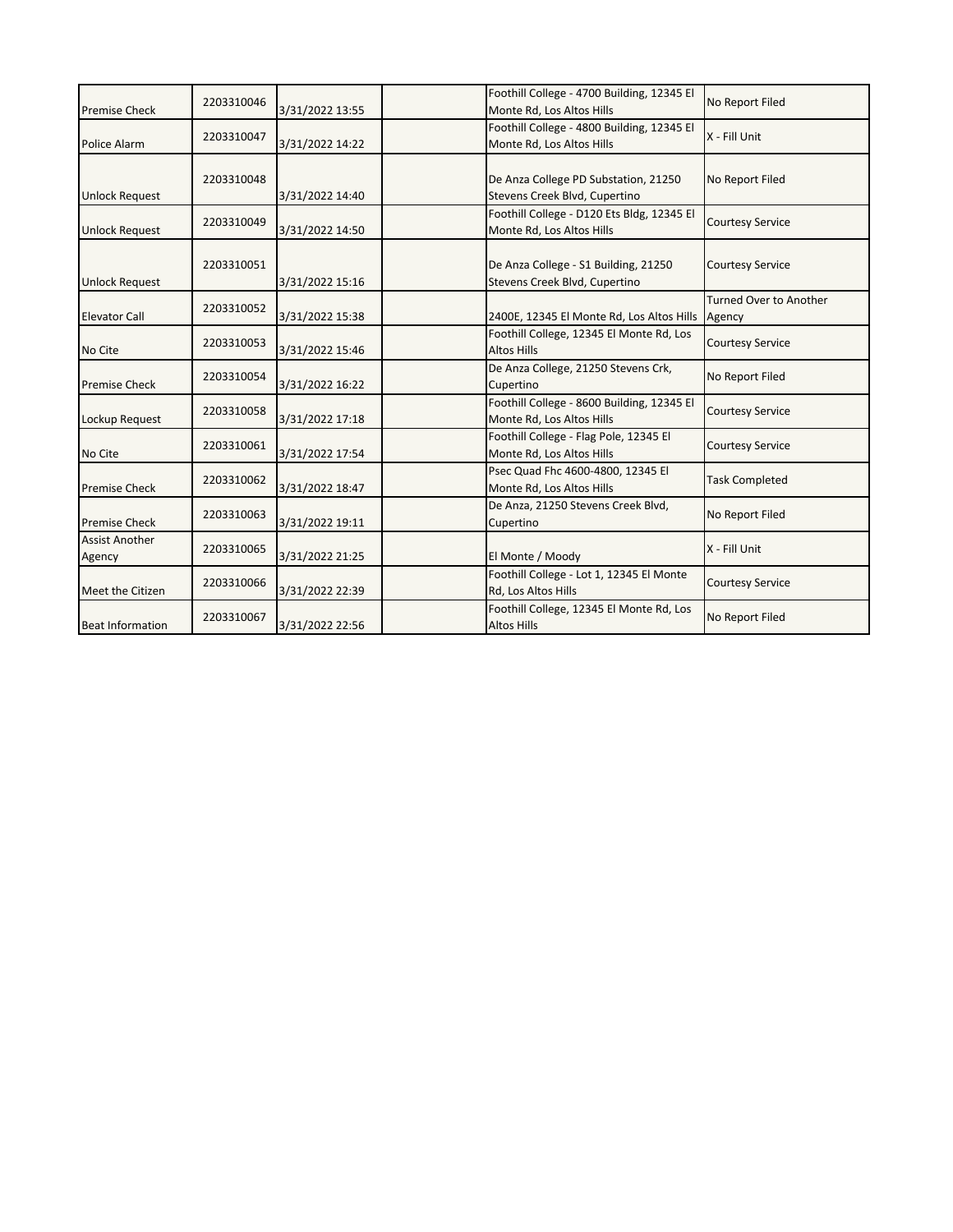| | | | | | |
|---|---|---|---|---|---|
| Premise Check | 2203310046 | 3/31/2022 13:55 | | Foothill College - 4700 Building, 12345 El Monte Rd, Los Altos Hills | No Report Filed |
| Police Alarm | 2203310047 | 3/31/2022 14:22 | | Foothill College - 4800 Building, 12345 El Monte Rd, Los Altos Hills | X - Fill Unit |
| Unlock Request | 2203310048 | 3/31/2022 14:40 | | De Anza College PD Substation, 21250 Stevens Creek Blvd, Cupertino | No Report Filed |
| Unlock Request | 2203310049 | 3/31/2022 14:50 | | Foothill College - D120 Ets Bldg, 12345 El Monte Rd, Los Altos Hills | Courtesy Service |
| Unlock Request | 2203310051 | 3/31/2022 15:16 | | De Anza College - S1 Building, 21250 Stevens Creek Blvd, Cupertino | Courtesy Service |
| Elevator Call | 2203310052 | 3/31/2022 15:38 | | 2400E, 12345 El Monte Rd, Los Altos Hills | Turned Over to Another Agency |
| No Cite | 2203310053 | 3/31/2022 15:46 | | Foothill College, 12345 El Monte Rd, Los Altos Hills | Courtesy Service |
| Premise Check | 2203310054 | 3/31/2022 16:22 | | De Anza College, 21250 Stevens Crk, Cupertino | No Report Filed |
| Lockup Request | 2203310058 | 3/31/2022 17:18 | | Foothill College - 8600 Building, 12345 El Monte Rd, Los Altos Hills | Courtesy Service |
| No Cite | 2203310061 | 3/31/2022 17:54 | | Foothill College - Flag Pole, 12345 El Monte Rd, Los Altos Hills | Courtesy Service |
| Premise Check | 2203310062 | 3/31/2022 18:47 | | Psec Quad Fhc 4600-4800, 12345 El Monte Rd, Los Altos Hills | Task Completed |
| Premise Check | 2203310063 | 3/31/2022 19:11 | | De Anza, 21250 Stevens Creek Blvd, Cupertino | No Report Filed |
| Assist Another Agency | 2203310065 | 3/31/2022 21:25 | | El Monte / Moody | X - Fill Unit |
| Meet the Citizen | 2203310066 | 3/31/2022 22:39 | | Foothill College - Lot 1, 12345 El Monte Rd, Los Altos Hills | Courtesy Service |
| Beat Information | 2203310067 | 3/31/2022 22:56 | | Foothill College, 12345 El Monte Rd, Los Altos Hills | No Report Filed |